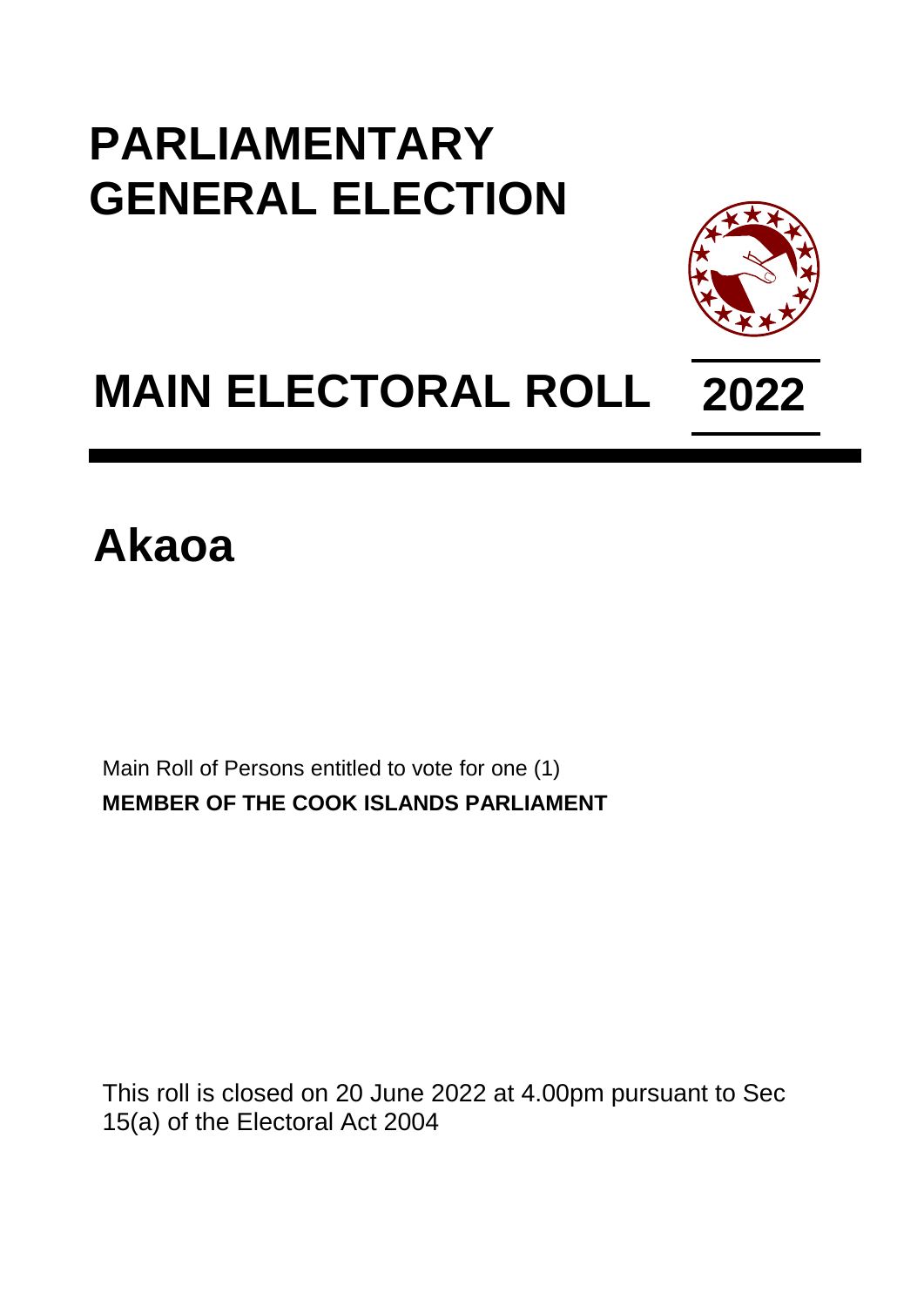# PARLIAMENTARY GENERAL ELECTION

# MAIN ELECTORAL ROLL 2022

# Akaoa

Main Roll of Persons entitled to vote for one (1)
**MEMBER OF THE COOK ISLANDS PARLIAMENT**

This roll is closed on 20 June 2022 at 4.00pm pursuant to Sec 15(a) of the Electoral Act 2004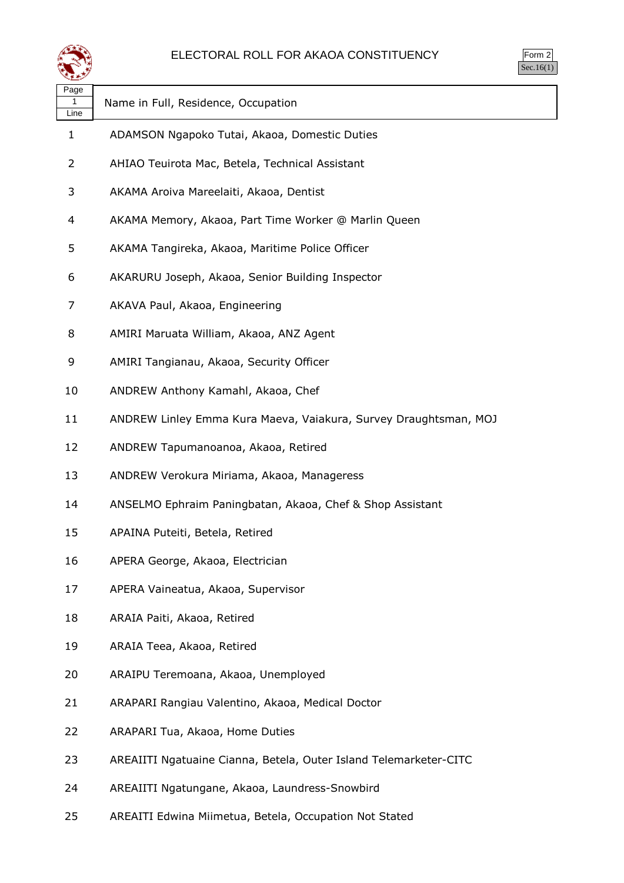# ELECTORAL ROLL FOR AKAOA CONSTITUENCY

Form 2
Sec.16(1)

| Page 1 Line | Name in Full, Residence, Occupation |
|---|---|
| 1 | ADAMSON Ngapoko Tutai, Akaoa, Domestic Duties |
| 2 | AHIAO Teuirota Mac, Betela, Technical Assistant |
| 3 | AKAMA Aroiva Mareelaiti, Akaoa, Dentist |
| 4 | AKAMA Memory, Akaoa, Part Time Worker @ Marlin Queen |
| 5 | AKAMA Tangireka, Akaoa, Maritime Police Officer |
| 6 | AKARURU Joseph, Akaoa, Senior Building Inspector |
| 7 | AKAVA Paul, Akaoa, Engineering |
| 8 | AMIRI Maruata William, Akaoa, ANZ Agent |
| 9 | AMIRI Tangianau, Akaoa, Security Officer |
| 10 | ANDREW Anthony Kamahl, Akaoa, Chef |
| 11 | ANDREW Linley Emma Kura Maeva, Vaiakura, Survey Draughtsman, MOJ |
| 12 | ANDREW Tapumanoanoa, Akaoa, Retired |
| 13 | ANDREW Verokura Miriama, Akaoa, Manageress |
| 14 | ANSELMO Ephraim Paningbatan, Akaoa, Chef & Shop Assistant |
| 15 | APAINA Puteiti, Betela, Retired |
| 16 | APERA George, Akaoa, Electrician |
| 17 | APERA Vaineatua, Akaoa, Supervisor |
| 18 | ARAIA Paiti, Akaoa, Retired |
| 19 | ARAIA Teea, Akaoa, Retired |
| 20 | ARAIPU Teremoana, Akaoa, Unemployed |
| 21 | ARAPARI Rangiau Valentino, Akaoa, Medical Doctor |
| 22 | ARAPARI Tua, Akaoa, Home Duties |
| 23 | AREAIITI Ngatuaine Cianna, Betela, Outer Island Telemarketer-CITC |
| 24 | AREAIITI Ngatungane, Akaoa, Laundress-Snowbird |
| 25 | AREAITI Edwina Miimetua, Betela, Occupation Not Stated |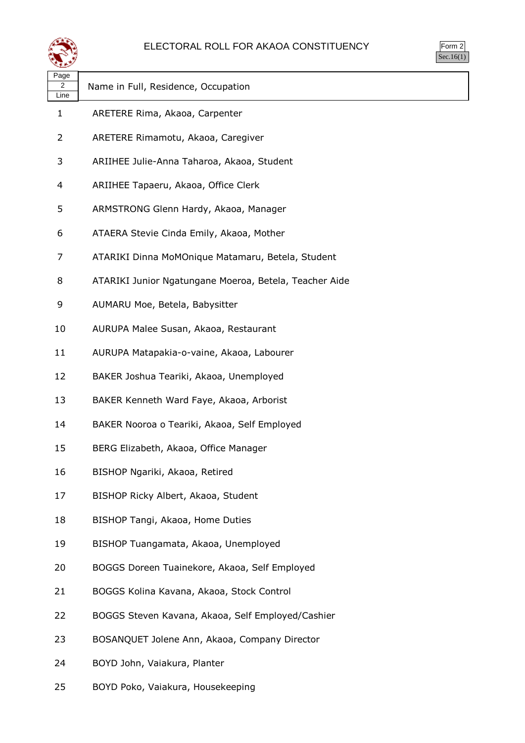# ELECTORAL ROLL FOR AKAOA CONSTITUENCY

Form 2
Sec.16(1)

| Page 2 Line | Name in Full, Residence, Occupation |
|---|---|
| 1 | ARETERE Rima, Akaoa, Carpenter |
| 2 | ARETERE Rimamotu, Akaoa, Caregiver |
| 3 | ARIIHEE Julie-Anna Taharoa, Akaoa, Student |
| 4 | ARIIHEE Tapaeru, Akaoa, Office Clerk |
| 5 | ARMSTRONG Glenn Hardy, Akaoa, Manager |
| 6 | ATAERA Stevie Cinda Emily, Akaoa, Mother |
| 7 | ATARIKI Dinna MoMOnique Matamaru, Betela, Student |
| 8 | ATARIKI Junior Ngatungane Moeroa, Betela, Teacher Aide |
| 9 | AUMARU Moe, Betela, Babysitter |
| 10 | AURUPA Malee Susan, Akaoa, Restaurant |
| 11 | AURUPA Matapakia-o-vaine, Akaoa, Labourer |
| 12 | BAKER Joshua Teariki, Akaoa, Unemployed |
| 13 | BAKER Kenneth Ward Faye, Akaoa, Arborist |
| 14 | BAKER Nooroa o Teariki, Akaoa, Self Employed |
| 15 | BERG Elizabeth, Akaoa, Office Manager |
| 16 | BISHOP Ngariki, Akaoa, Retired |
| 17 | BISHOP Ricky Albert, Akaoa, Student |
| 18 | BISHOP Tangi, Akaoa, Home Duties |
| 19 | BISHOP Tuangamata, Akaoa, Unemployed |
| 20 | BOGGS Doreen Tuainekore, Akaoa, Self Employed |
| 21 | BOGGS Kolina Kavana, Akaoa, Stock Control |
| 22 | BOGGS Steven Kavana, Akaoa, Self Employed/Cashier |
| 23 | BOSANQUET Jolene Ann, Akaoa, Company Director |
| 24 | BOYD John, Vaiakura, Planter |
| 25 | BOYD Poko, Vaiakura, Housekeeping |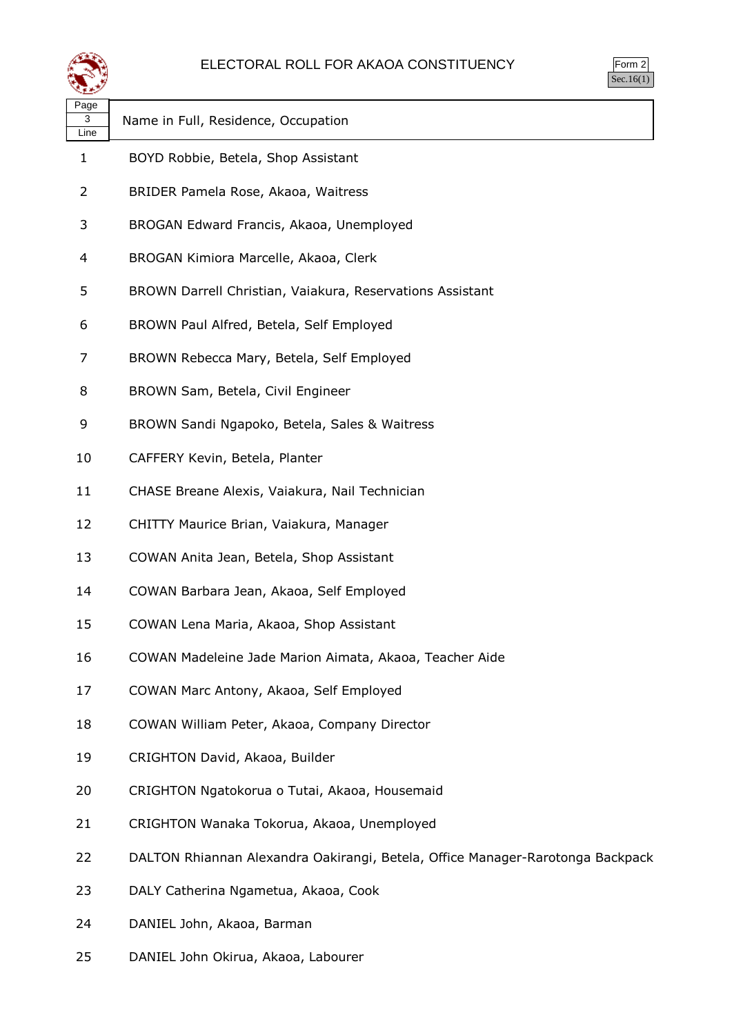# ELECTORAL ROLL FOR AKAOA CONSTITUENCY

Form 2
Sec.16(1)

| Page 3 Line | Name in Full, Residence, Occupation |
|---|---|
| 1 | BOYD Robbie, Betela, Shop Assistant |
| 2 | BRIDER Pamela Rose, Akaoa, Waitress |
| 3 | BROGAN Edward Francis, Akaoa, Unemployed |
| 4 | BROGAN Kimiora Marcelle, Akaoa, Clerk |
| 5 | BROWN Darrell Christian, Vaiakura, Reservations Assistant |
| 6 | BROWN Paul Alfred, Betela, Self Employed |
| 7 | BROWN Rebecca Mary, Betela, Self Employed |
| 8 | BROWN Sam, Betela, Civil Engineer |
| 9 | BROWN Sandi Ngapoko, Betela, Sales & Waitress |
| 10 | CAFFERY Kevin, Betela, Planter |
| 11 | CHASE Breane Alexis, Vaiakura, Nail Technician |
| 12 | CHITTY Maurice Brian, Vaiakura, Manager |
| 13 | COWAN Anita Jean, Betela, Shop Assistant |
| 14 | COWAN Barbara Jean, Akaoa, Self Employed |
| 15 | COWAN Lena Maria, Akaoa, Shop Assistant |
| 16 | COWAN Madeleine Jade Marion Aimata, Akaoa, Teacher Aide |
| 17 | COWAN Marc Antony, Akaoa, Self Employed |
| 18 | COWAN William Peter, Akaoa, Company Director |
| 19 | CRIGHTON David, Akaoa, Builder |
| 20 | CRIGHTON Ngatokorua o Tutai, Akaoa, Housemaid |
| 21 | CRIGHTON Wanaka Tokorua, Akaoa, Unemployed |
| 22 | DALTON Rhiannan Alexandra Oakirangi, Betela, Office Manager-Rarotonga Backpack |
| 23 | DALY Catherina Ngametua, Akaoa, Cook |
| 24 | DANIEL John, Akaoa, Barman |
| 25 | DANIEL John Okirua, Akaoa, Labourer |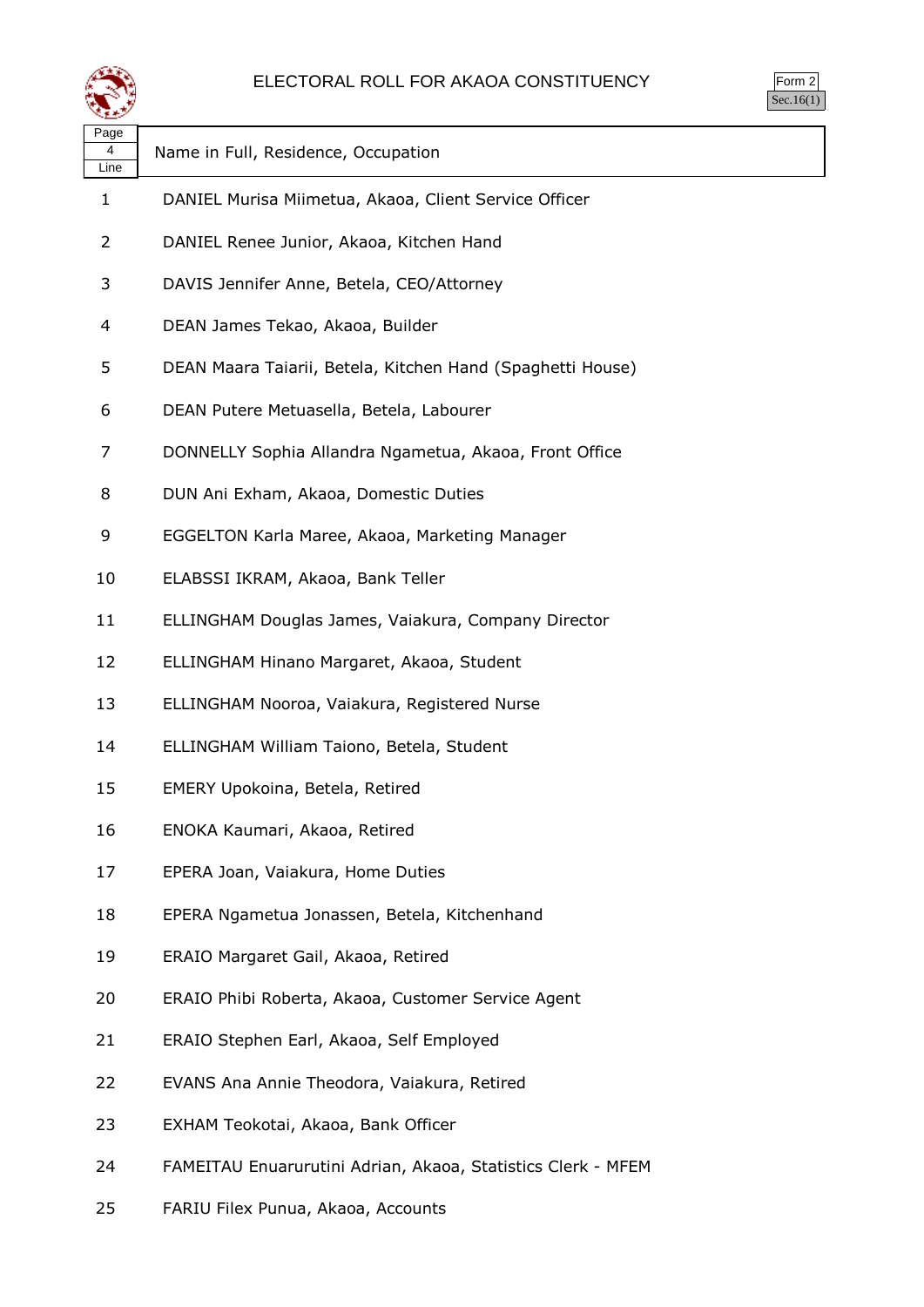# ELECTORAL ROLL FOR AKAOA CONSTITUENCY

Form 2
Sec.16(1)

| Page 4 Line | Name in Full, Residence, Occupation |
|---|---|
| 1 | DANIEL Murisa Miimetua, Akaoa, Client Service Officer |
| 2 | DANIEL Renee Junior, Akaoa, Kitchen Hand |
| 3 | DAVIS Jennifer Anne, Betela, CEO/Attorney |
| 4 | DEAN James Tekao, Akaoa, Builder |
| 5 | DEAN Maara Taiarii, Betela, Kitchen Hand (Spaghetti House) |
| 6 | DEAN Putere Metuasella, Betela, Labourer |
| 7 | DONNELLY Sophia Allandra Ngametua, Akaoa, Front Office |
| 8 | DUN Ani Exham, Akaoa, Domestic Duties |
| 9 | EGGELTON Karla Maree, Akaoa, Marketing Manager |
| 10 | ELABSSI IKRAM, Akaoa, Bank Teller |
| 11 | ELLINGHAM Douglas James, Vaiakura, Company Director |
| 12 | ELLINGHAM Hinano Margaret, Akaoa, Student |
| 13 | ELLINGHAM Nooroa, Vaiakura, Registered Nurse |
| 14 | ELLINGHAM William Taiono, Betela, Student |
| 15 | EMERY Upokoina, Betela, Retired |
| 16 | ENOKA Kaumari, Akaoa, Retired |
| 17 | EPERA Joan, Vaiakura, Home Duties |
| 18 | EPERA Ngametua Jonassen, Betela, Kitchenhand |
| 19 | ERAIO Margaret Gail, Akaoa, Retired |
| 20 | ERAIO Phibi Roberta, Akaoa, Customer Service Agent |
| 21 | ERAIO Stephen Earl, Akaoa, Self Employed |
| 22 | EVANS Ana Annie Theodora, Vaiakura, Retired |
| 23 | EXHAM Teokotai, Akaoa, Bank Officer |
| 24 | FAMEITAU Enuarurutini Adrian, Akaoa, Statistics Clerk - MFEM |
| 25 | FARIU Filex Punua, Akaoa, Accounts |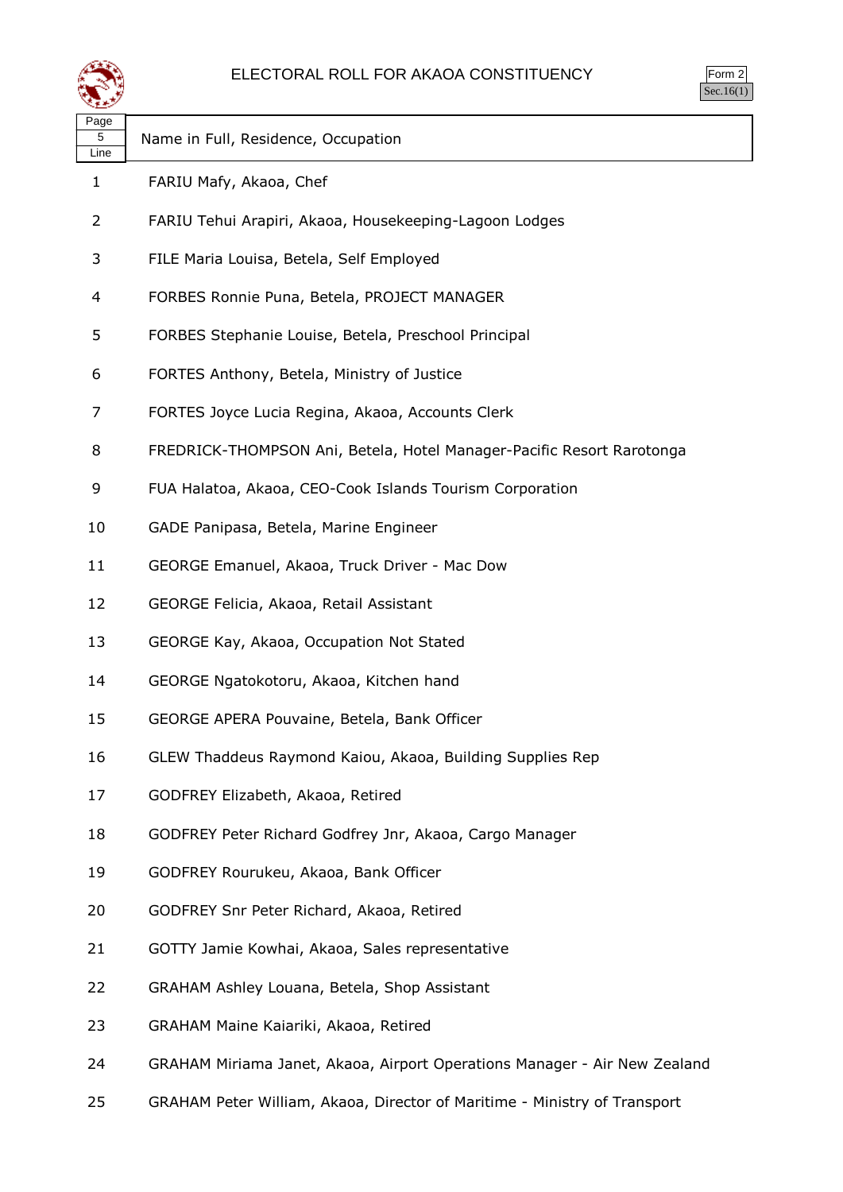# ELECTORAL ROLL FOR AKAOA CONSTITUENCY

Form 2
Sec.16(1)

| Page 5 Line | Name in Full, Residence, Occupation |
|---|---|
| 1 | FARIU Mafy, Akaoa, Chef |
| 2 | FARIU Tehui Arapiri, Akaoa, Housekeeping-Lagoon Lodges |
| 3 | FILE Maria Louisa, Betela, Self Employed |
| 4 | FORBES Ronnie Puna, Betela, PROJECT MANAGER |
| 5 | FORBES Stephanie Louise, Betela, Preschool Principal |
| 6 | FORTES Anthony, Betela, Ministry of Justice |
| 7 | FORTES Joyce Lucia Regina, Akaoa, Accounts Clerk |
| 8 | FREDRICK-THOMPSON Ani, Betela, Hotel Manager-Pacific Resort Rarotonga |
| 9 | FUA Halatoa, Akaoa, CEO-Cook Islands Tourism Corporation |
| 10 | GADE Panipasa, Betela, Marine Engineer |
| 11 | GEORGE Emanuel, Akaoa, Truck Driver - Mac Dow |
| 12 | GEORGE Felicia, Akaoa, Retail Assistant |
| 13 | GEORGE Kay, Akaoa, Occupation Not Stated |
| 14 | GEORGE Ngatokotoru, Akaoa, Kitchen hand |
| 15 | GEORGE APERA Pouvaine, Betela, Bank Officer |
| 16 | GLEW Thaddeus Raymond Kaiou, Akaoa, Building Supplies Rep |
| 17 | GODFREY Elizabeth, Akaoa, Retired |
| 18 | GODFREY Peter Richard Godfrey Jnr, Akaoa, Cargo Manager |
| 19 | GODFREY Rourukeu, Akaoa, Bank Officer |
| 20 | GODFREY Snr Peter Richard, Akaoa, Retired |
| 21 | GOTTY Jamie Kowhai, Akaoa, Sales representative |
| 22 | GRAHAM Ashley Louana, Betela, Shop Assistant |
| 23 | GRAHAM Maine Kaiariki, Akaoa, Retired |
| 24 | GRAHAM Miriama Janet, Akaoa, Airport Operations Manager - Air New Zealand |
| 25 | GRAHAM Peter William, Akaoa, Director of Maritime - Ministry of Transport |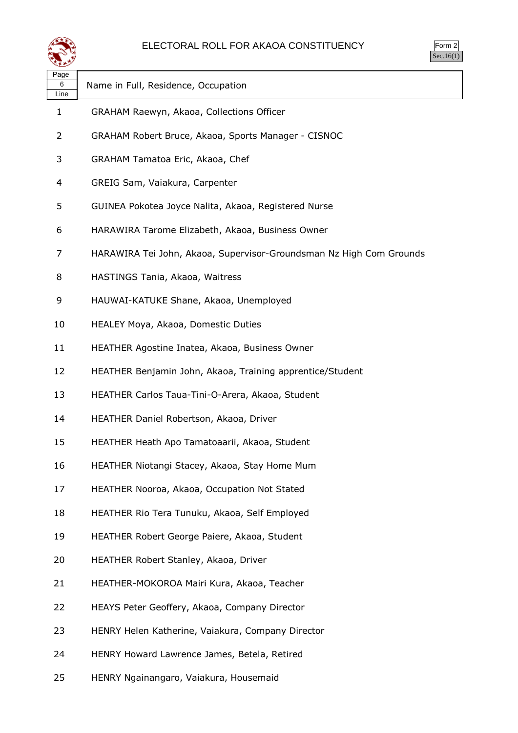# ELECTORAL ROLL FOR AKAOA CONSTITUENCY

Form 2
Sec.16(1)

| Page 6 Line | Name in Full, Residence, Occupation |
|---|---|
| 1 | GRAHAM Raewyn, Akaoa, Collections Officer |
| 2 | GRAHAM Robert Bruce, Akaoa, Sports Manager - CISNOC |
| 3 | GRAHAM Tamatoa Eric, Akaoa, Chef |
| 4 | GREIG Sam, Vaiakura, Carpenter |
| 5 | GUINEA Pokotea Joyce Nalita, Akaoa, Registered Nurse |
| 6 | HARAWIRA Tarome Elizabeth, Akaoa, Business Owner |
| 7 | HARAWIRA Tei John, Akaoa, Supervisor-Groundsman Nz High Com Grounds |
| 8 | HASTINGS Tania, Akaoa, Waitress |
| 9 | HAUWAI-KATUKE Shane, Akaoa, Unemployed |
| 10 | HEALEY Moya, Akaoa, Domestic Duties |
| 11 | HEATHER Agostine Inatea, Akaoa, Business Owner |
| 12 | HEATHER Benjamin John, Akaoa, Training apprentice/Student |
| 13 | HEATHER Carlos Taua-Tini-O-Arera, Akaoa, Student |
| 14 | HEATHER Daniel Robertson, Akaoa, Driver |
| 15 | HEATHER Heath Apo Tamatoaarii, Akaoa, Student |
| 16 | HEATHER Niotangi Stacey, Akaoa, Stay Home Mum |
| 17 | HEATHER Nooroa, Akaoa, Occupation Not Stated |
| 18 | HEATHER Rio Tera Tunuku, Akaoa, Self Employed |
| 19 | HEATHER Robert George Paiere, Akaoa, Student |
| 20 | HEATHER Robert Stanley, Akaoa, Driver |
| 21 | HEATHER-MOKOROA Mairi Kura, Akaoa, Teacher |
| 22 | HEAYS Peter Geoffery, Akaoa, Company Director |
| 23 | HENRY Helen Katherine, Vaiakura, Company Director |
| 24 | HENRY Howard Lawrence James, Betela, Retired |
| 25 | HENRY Ngainangaro, Vaiakura, Housemaid |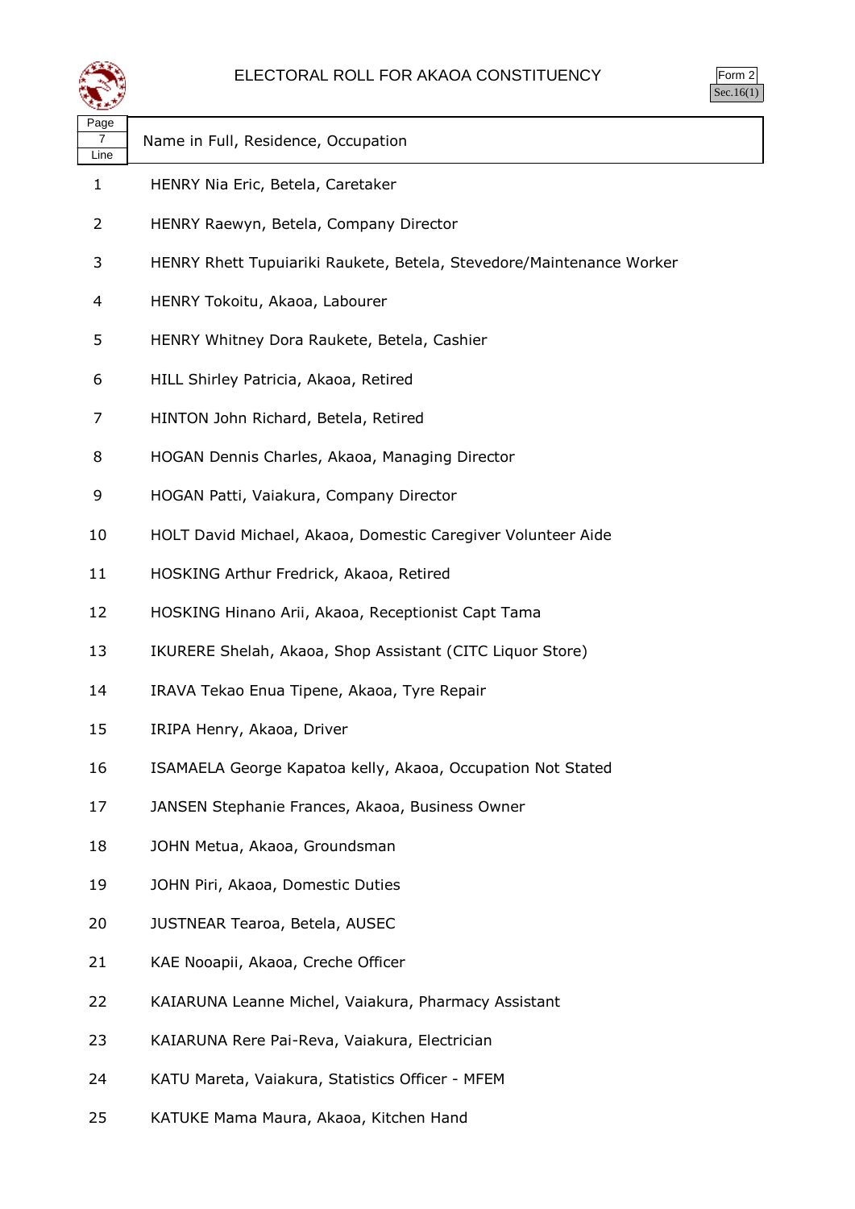# ELECTORAL ROLL FOR AKAOA CONSTITUENCY

Form 2
Sec.16(1)

| Page 7 Line | Name in Full, Residence, Occupation |
|---|---|
| 1 | HENRY Nia Eric, Betela, Caretaker |
| 2 | HENRY Raewyn, Betela, Company Director |
| 3 | HENRY Rhett Tupuiariki Raukete, Betela, Stevedore/Maintenance Worker |
| 4 | HENRY Tokoitu, Akaoa, Labourer |
| 5 | HENRY Whitney Dora Raukete, Betela, Cashier |
| 6 | HILL Shirley Patricia, Akaoa, Retired |
| 7 | HINTON John Richard, Betela, Retired |
| 8 | HOGAN Dennis Charles, Akaoa, Managing Director |
| 9 | HOGAN Patti, Vaiakura, Company Director |
| 10 | HOLT David Michael, Akaoa, Domestic Caregiver Volunteer Aide |
| 11 | HOSKING Arthur Fredrick, Akaoa, Retired |
| 12 | HOSKING Hinano Arii, Akaoa, Receptionist Capt Tama |
| 13 | IKURERE Shelah, Akaoa, Shop Assistant (CITC Liquor Store) |
| 14 | IRAVA Tekao Enua Tipene, Akaoa, Tyre Repair |
| 15 | IRIPA Henry, Akaoa, Driver |
| 16 | ISAMAELA George Kapatoa kelly, Akaoa, Occupation Not Stated |
| 17 | JANSEN Stephanie Frances, Akaoa, Business Owner |
| 18 | JOHN Metua, Akaoa, Groundsman |
| 19 | JOHN Piri, Akaoa, Domestic Duties |
| 20 | JUSTNEAR Tearoa, Betela, AUSEC |
| 21 | KAE Nooapii, Akaoa, Creche Officer |
| 22 | KAIARUNA Leanne Michel, Vaiakura, Pharmacy Assistant |
| 23 | KAIARUNA Rere Pai-Reva, Vaiakura, Electrician |
| 24 | KATU Mareta, Vaiakura, Statistics Officer - MFEM |
| 25 | KATUKE Mama Maura, Akaoa, Kitchen Hand |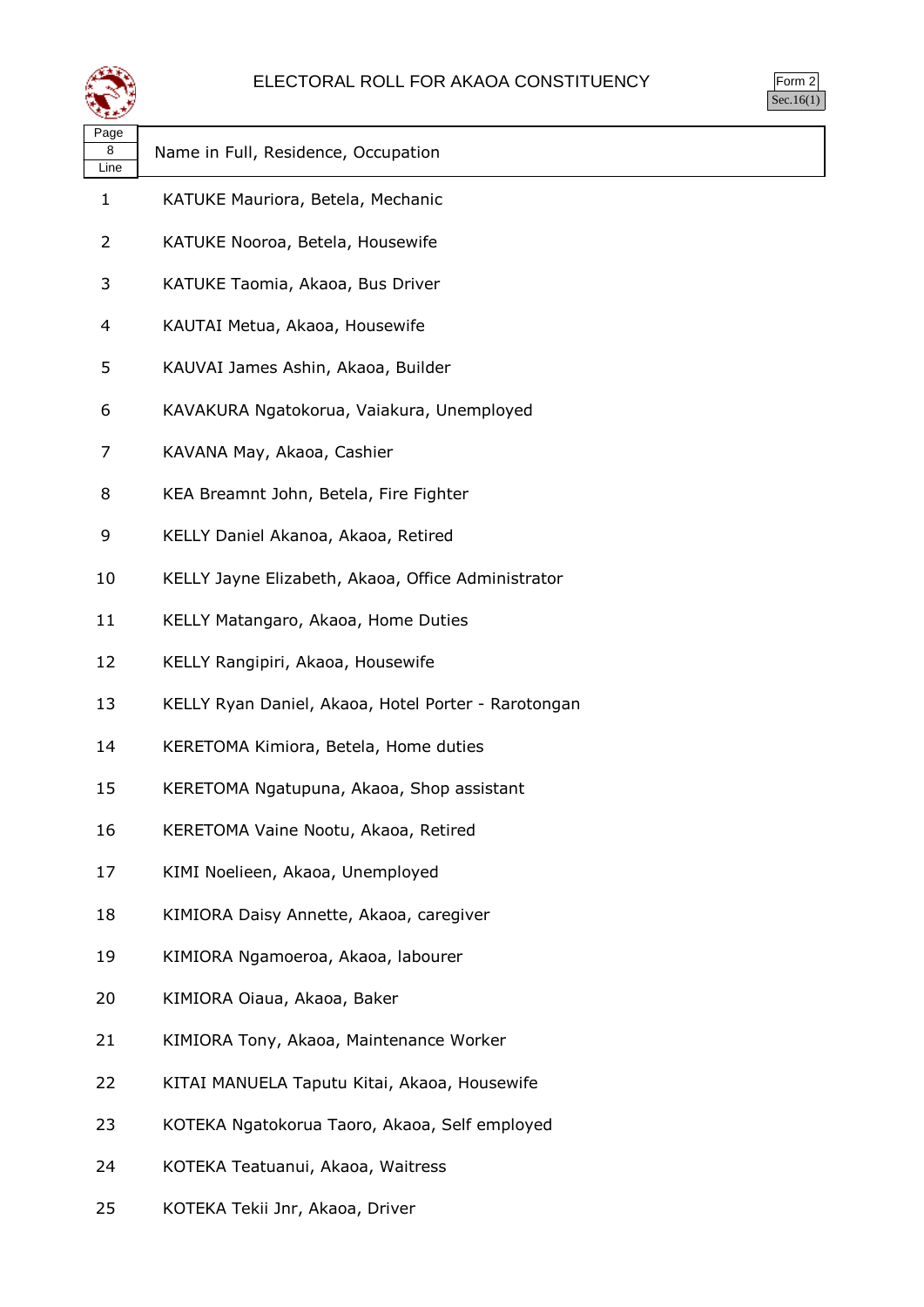# ELECTORAL ROLL FOR AKAOA CONSTITUENCY

Form 2
Sec.16(1)

| Page 8 Line | Name in Full, Residence, Occupation |
|---|---|
| 1 | KATUKE Mauriora, Betela, Mechanic |
| 2 | KATUKE Nooroa, Betela, Housewife |
| 3 | KATUKE Taomia, Akaoa, Bus Driver |
| 4 | KAUTAI Metua, Akaoa, Housewife |
| 5 | KAUVAI James Ashin, Akaoa, Builder |
| 6 | KAVAKURA Ngatokorua, Vaiakura, Unemployed |
| 7 | KAVANA May, Akaoa, Cashier |
| 8 | KEA Breamnt John, Betela, Fire Fighter |
| 9 | KELLY Daniel Akanoa, Akaoa, Retired |
| 10 | KELLY Jayne Elizabeth, Akaoa, Office Administrator |
| 11 | KELLY Matangaro, Akaoa, Home Duties |
| 12 | KELLY Rangipiri, Akaoa, Housewife |
| 13 | KELLY Ryan Daniel, Akaoa, Hotel Porter - Rarotongan |
| 14 | KERETOMA Kimiora, Betela, Home duties |
| 15 | KERETOMA Ngatupuna, Akaoa, Shop assistant |
| 16 | KERETOMA Vaine Nootu, Akaoa, Retired |
| 17 | KIMI Noelieen, Akaoa, Unemployed |
| 18 | KIMIORA Daisy Annette, Akaoa, caregiver |
| 19 | KIMIORA Ngamoeroa, Akaoa, labourer |
| 20 | KIMIORA Oiaua, Akaoa, Baker |
| 21 | KIMIORA Tony, Akaoa, Maintenance Worker |
| 22 | KITAI MANUELA Taputu Kitai, Akaoa, Housewife |
| 23 | KOTEKA Ngatokorua Taoro, Akaoa, Self employed |
| 24 | KOTEKA Teatuanui, Akaoa, Waitress |
| 25 | KOTEKA Tekii Jnr, Akaoa, Driver |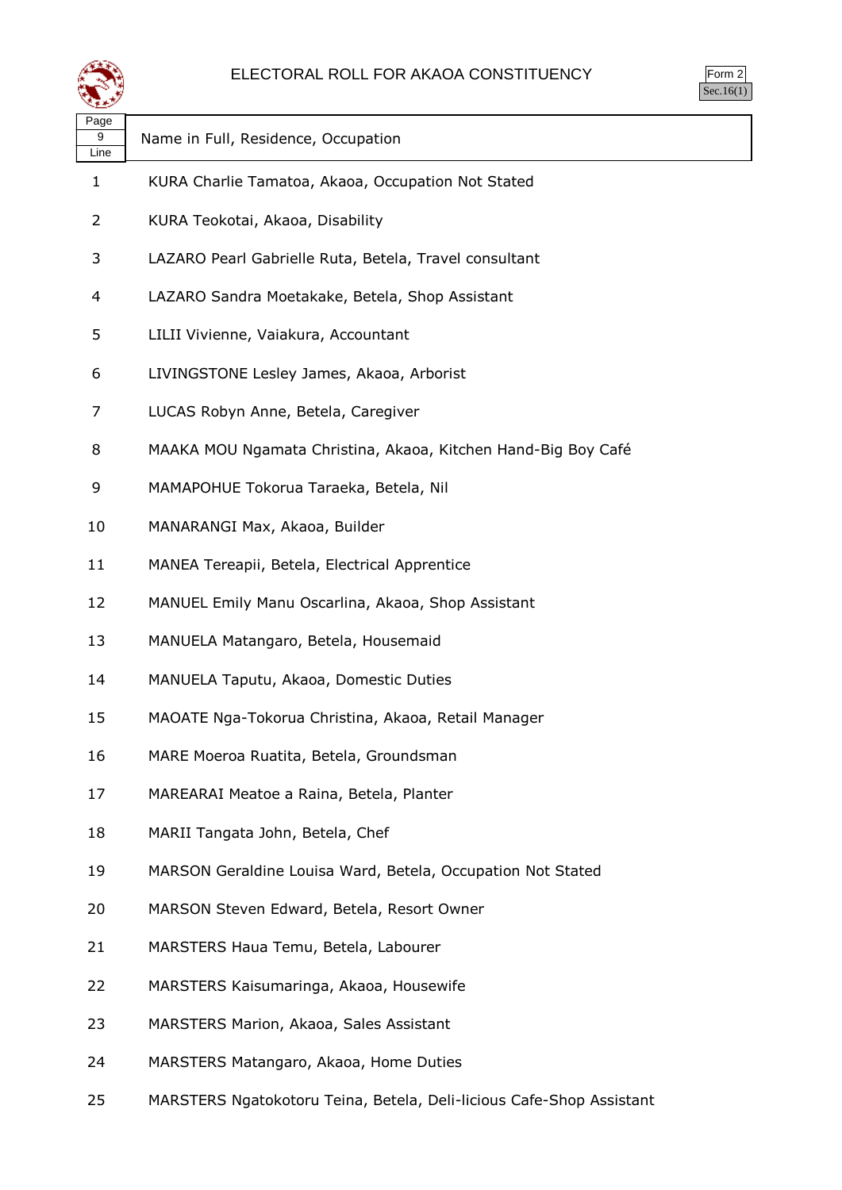# ELECTORAL ROLL FOR AKAOA CONSTITUENCY

Form 2
Sec.16(1)

| Page 9 Line | Name in Full, Residence, Occupation |
|---|---|
| 1 | KURA Charlie Tamatoa, Akaoa, Occupation Not Stated |
| 2 | KURA Teokotai, Akaoa, Disability |
| 3 | LAZARO Pearl Gabrielle Ruta, Betela, Travel consultant |
| 4 | LAZARO Sandra Moetakake, Betela, Shop Assistant |
| 5 | LILII Vivienne, Vaiakura, Accountant |
| 6 | LIVINGSTONE Lesley James, Akaoa, Arborist |
| 7 | LUCAS Robyn Anne, Betela, Caregiver |
| 8 | MAAKA MOU Ngamata Christina, Akaoa, Kitchen Hand-Big Boy Café |
| 9 | MAMAPOHUE Tokorua Taraeka, Betela, Nil |
| 10 | MANARANGI Max, Akaoa, Builder |
| 11 | MANEA Tereapii, Betela, Electrical Apprentice |
| 12 | MANUEL Emily Manu Oscarlina, Akaoa, Shop Assistant |
| 13 | MANUELA Matangaro, Betela, Housemaid |
| 14 | MANUELA Taputu, Akaoa, Domestic Duties |
| 15 | MAOATE Nga-Tokorua Christina, Akaoa, Retail Manager |
| 16 | MARE Moeroa Ruatita, Betela, Groundsman |
| 17 | MAREARAI Meatoe a Raina, Betela, Planter |
| 18 | MARII Tangata John, Betela, Chef |
| 19 | MARSON Geraldine Louisa Ward, Betela, Occupation Not Stated |
| 20 | MARSON Steven Edward, Betela, Resort Owner |
| 21 | MARSTERS Haua Temu, Betela, Labourer |
| 22 | MARSTERS Kaisumaringa, Akaoa, Housewife |
| 23 | MARSTERS Marion, Akaoa, Sales Assistant |
| 24 | MARSTERS Matangaro, Akaoa, Home Duties |
| 25 | MARSTERS Ngatokotoru Teina, Betela, Deli-licious Cafe-Shop Assistant |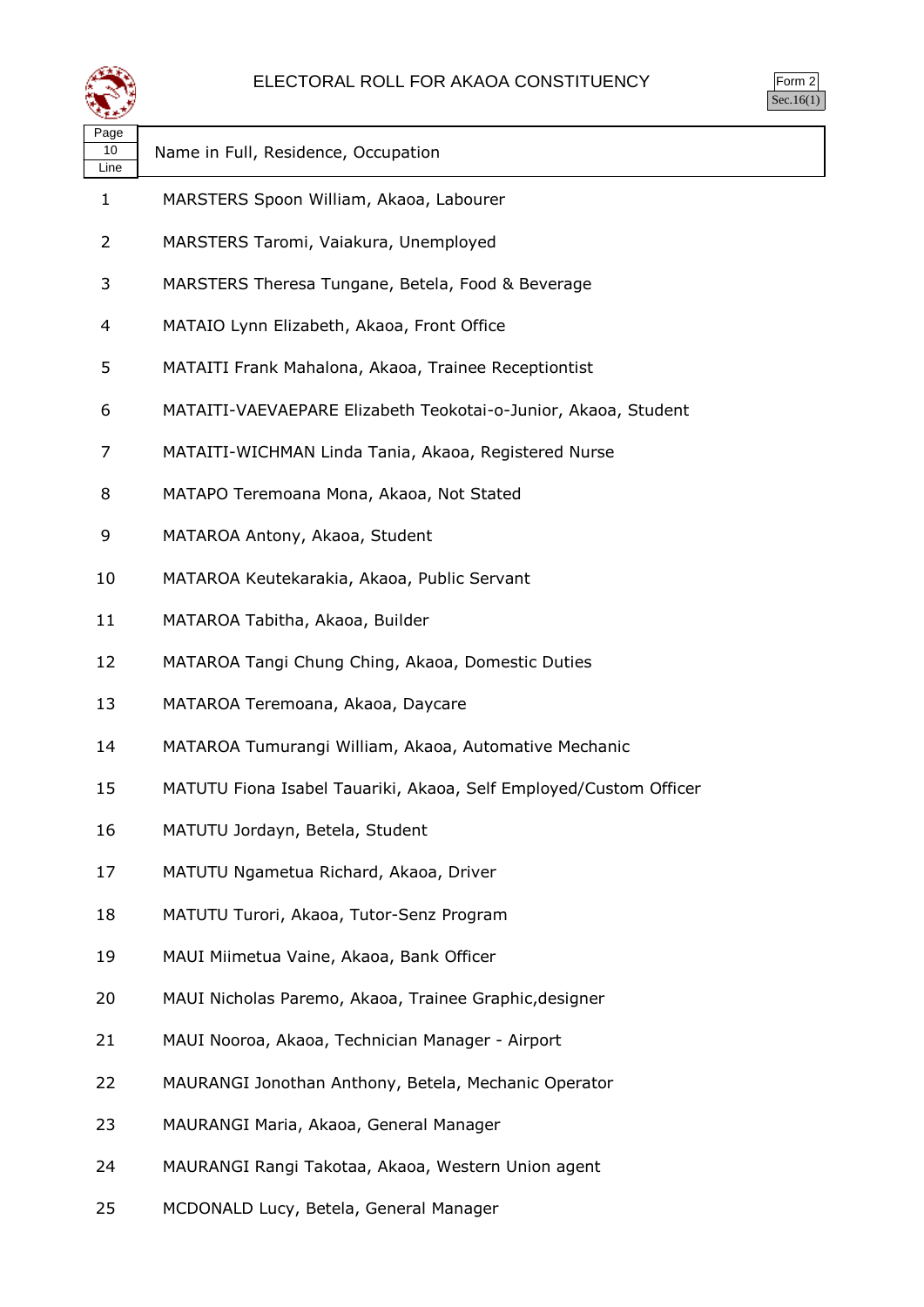# ELECTORAL ROLL FOR AKAOA CONSTITUENCY

Form 2
Sec.16(1)

| Page 10 Line | Name in Full, Residence, Occupation |
|---|---|
| 1 | MARSTERS Spoon William, Akaoa, Labourer |
| 2 | MARSTERS Taromi, Vaiakura, Unemployed |
| 3 | MARSTERS Theresa Tungane, Betela, Food & Beverage |
| 4 | MATAIO Lynn Elizabeth, Akaoa, Front Office |
| 5 | MATAITI Frank Mahalona, Akaoa, Trainee Receptiontist |
| 6 | MATAITI-VAEVAEPARE Elizabeth Teokotai-o-Junior, Akaoa, Student |
| 7 | MATAITI-WICHMAN Linda Tania, Akaoa, Registered Nurse |
| 8 | MATAPO Teremoana Mona, Akaoa, Not Stated |
| 9 | MATAROA Antony, Akaoa, Student |
| 10 | MATAROA Keutekarakia, Akaoa, Public Servant |
| 11 | MATAROA Tabitha, Akaoa, Builder |
| 12 | MATAROA Tangi Chung Ching, Akaoa, Domestic Duties |
| 13 | MATAROA Teremoana, Akaoa, Daycare |
| 14 | MATAROA Tumurangi William, Akaoa, Automative Mechanic |
| 15 | MATUTU Fiona Isabel Tauariki, Akaoa, Self Employed/Custom Officer |
| 16 | MATUTU Jordayn, Betela, Student |
| 17 | MATUTU Ngametua Richard, Akaoa, Driver |
| 18 | MATUTU Turori, Akaoa, Tutor-Senz Program |
| 19 | MAUI Miimetua Vaine, Akaoa, Bank Officer |
| 20 | MAUI Nicholas Paremo, Akaoa, Trainee Graphic,designer |
| 21 | MAUI Nooroa, Akaoa, Technician Manager - Airport |
| 22 | MAURANGI Jonothan Anthony, Betela, Mechanic Operator |
| 23 | MAURANGI Maria, Akaoa, General Manager |
| 24 | MAURANGI Rangi Takotaa, Akaoa, Western Union agent |
| 25 | MCDONALD Lucy, Betela, General Manager |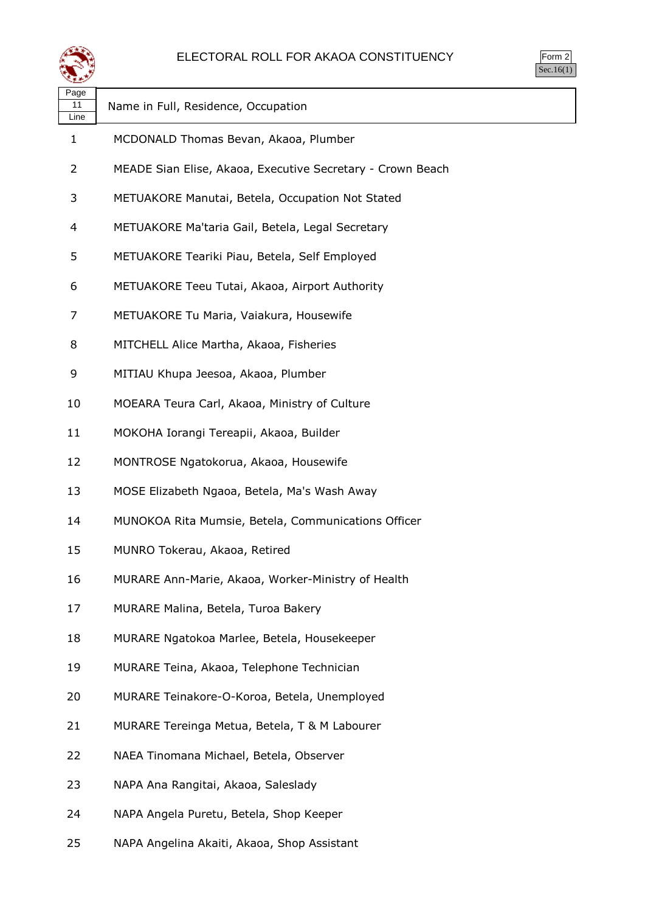# ELECTORAL ROLL FOR AKAOA CONSTITUENCY

Form 2
Sec.16(1)

| Page 11 Line | Name in Full, Residence, Occupation |
|---|---|
| 1 | MCDONALD Thomas Bevan, Akaoa, Plumber |
| 2 | MEADE Sian Elise, Akaoa, Executive Secretary - Crown Beach |
| 3 | METUAKORE Manutai, Betela, Occupation Not Stated |
| 4 | METUAKORE Ma'taria Gail, Betela, Legal Secretary |
| 5 | METUAKORE Teariki Piau, Betela, Self Employed |
| 6 | METUAKORE Teeu Tutai, Akaoa, Airport Authority |
| 7 | METUAKORE Tu Maria, Vaiakura, Housewife |
| 8 | MITCHELL Alice Martha, Akaoa, Fisheries |
| 9 | MITIAU Khupa Jeesoa, Akaoa, Plumber |
| 10 | MOEARA Teura Carl, Akaoa, Ministry of Culture |
| 11 | MOKOHA Iorangi Tereapii, Akaoa, Builder |
| 12 | MONTROSE Ngatokorua, Akaoa, Housewife |
| 13 | MOSE Elizabeth Ngaoa, Betela, Ma's Wash Away |
| 14 | MUNOKOA Rita Mumsie, Betela, Communications Officer |
| 15 | MUNRO Tokerau, Akaoa, Retired |
| 16 | MURARE Ann-Marie, Akaoa, Worker-Ministry of Health |
| 17 | MURARE Malina, Betela, Turoa Bakery |
| 18 | MURARE Ngatokoa Marlee, Betela, Housekeeper |
| 19 | MURARE Teina, Akaoa, Telephone Technician |
| 20 | MURARE Teinakore-O-Koroa, Betela, Unemployed |
| 21 | MURARE Tereinga Metua, Betela, T & M Labourer |
| 22 | NAEA Tinomana Michael, Betela, Observer |
| 23 | NAPA Ana Rangitai, Akaoa, Saleslady |
| 24 | NAPA Angela Puretu, Betela, Shop Keeper |
| 25 | NAPA Angelina Akaiti, Akaoa, Shop Assistant |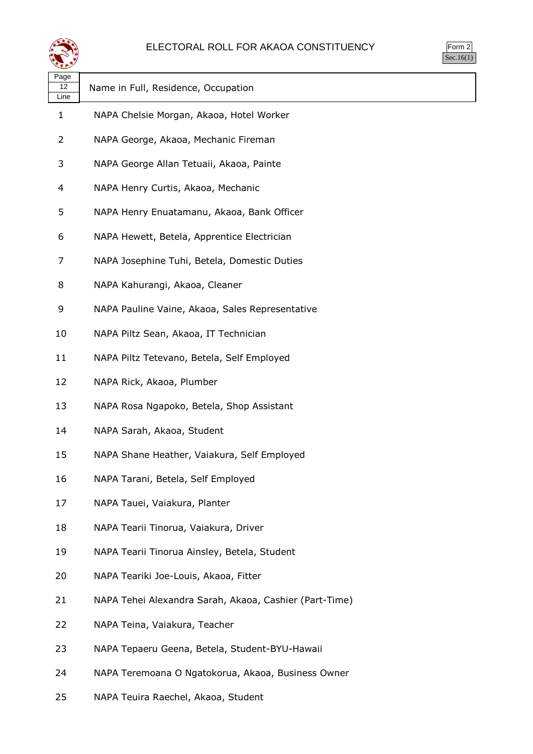# ELECTORAL ROLL FOR AKAOA CONSTITUENCY

Form 2
Sec.16(1)

| Page 12 Line | Name in Full, Residence, Occupation |
|---|---|
| 1 | NAPA Chelsie Morgan, Akaoa, Hotel Worker |
| 2 | NAPA George, Akaoa, Mechanic Fireman |
| 3 | NAPA George Allan Tetuaii, Akaoa, Painte |
| 4 | NAPA Henry Curtis, Akaoa, Mechanic |
| 5 | NAPA Henry Enuatamanu, Akaoa, Bank Officer |
| 6 | NAPA Hewett, Betela, Apprentice Electrician |
| 7 | NAPA Josephine Tuhi, Betela, Domestic Duties |
| 8 | NAPA Kahurangi, Akaoa, Cleaner |
| 9 | NAPA Pauline Vaine, Akaoa, Sales Representative |
| 10 | NAPA Piltz Sean, Akaoa, IT Technician |
| 11 | NAPA Piltz Tetevano, Betela, Self Employed |
| 12 | NAPA Rick, Akaoa, Plumber |
| 13 | NAPA Rosa Ngapoko, Betela, Shop Assistant |
| 14 | NAPA Sarah, Akaoa, Student |
| 15 | NAPA Shane Heather, Vaiakura, Self Employed |
| 16 | NAPA Tarani, Betela, Self Employed |
| 17 | NAPA Tauei, Vaiakura, Planter |
| 18 | NAPA Tearii Tinorua, Vaiakura, Driver |
| 19 | NAPA Tearii Tinorua Ainsley, Betela, Student |
| 20 | NAPA Teariki Joe-Louis, Akaoa, Fitter |
| 21 | NAPA Tehei Alexandra Sarah, Akaoa, Cashier (Part-Time) |
| 22 | NAPA Teina, Vaiakura, Teacher |
| 23 | NAPA Tepaeru Geena, Betela, Student-BYU-Hawaii |
| 24 | NAPA Teremoana O Ngatokorua, Akaoa, Business Owner |
| 25 | NAPA Teuira Raechel, Akaoa, Student |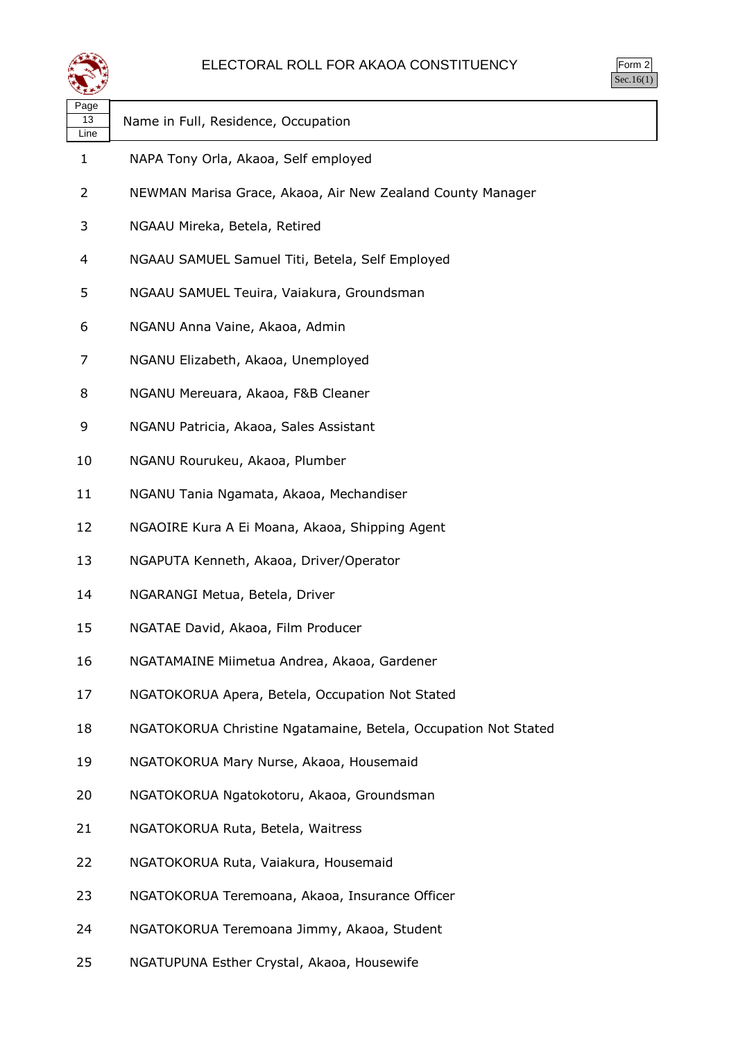# ELECTORAL ROLL FOR AKAOA CONSTITUENCY

Form 2
Sec.16(1)

| Page 13 Line | Name in Full, Residence, Occupation |
|---|---|
| 1 | NAPA Tony Orla, Akaoa, Self employed |
| 2 | NEWMAN Marisa Grace, Akaoa, Air New Zealand County Manager |
| 3 | NGAAU Mireka, Betela, Retired |
| 4 | NGAAU SAMUEL Samuel Titi, Betela, Self Employed |
| 5 | NGAAU SAMUEL Teuira, Vaiakura, Groundsman |
| 6 | NGANU Anna Vaine, Akaoa, Admin |
| 7 | NGANU Elizabeth, Akaoa, Unemployed |
| 8 | NGANU Mereuara, Akaoa, F&B Cleaner |
| 9 | NGANU Patricia, Akaoa, Sales Assistant |
| 10 | NGANU Rourukeu, Akaoa, Plumber |
| 11 | NGANU Tania Ngamata, Akaoa, Mechandiser |
| 12 | NGAOIRE Kura A Ei Moana, Akaoa, Shipping Agent |
| 13 | NGAPUTA Kenneth, Akaoa, Driver/Operator |
| 14 | NGARANGI Metua, Betela, Driver |
| 15 | NGATAE David, Akaoa, Film Producer |
| 16 | NGATAMAINE Miimetua Andrea, Akaoa, Gardener |
| 17 | NGATOKORUA Apera, Betela, Occupation Not Stated |
| 18 | NGATOKORUA Christine Ngatamaine, Betela, Occupation Not Stated |
| 19 | NGATOKORUA Mary Nurse, Akaoa, Housemaid |
| 20 | NGATOKORUA Ngatokotoru, Akaoa, Groundsman |
| 21 | NGATOKORUA Ruta, Betela, Waitress |
| 22 | NGATOKORUA Ruta, Vaiakura, Housemaid |
| 23 | NGATOKORUA Teremoana, Akaoa, Insurance Officer |
| 24 | NGATOKORUA Teremoana Jimmy, Akaoa, Student |
| 25 | NGATUPUNA Esther Crystal, Akaoa, Housewife |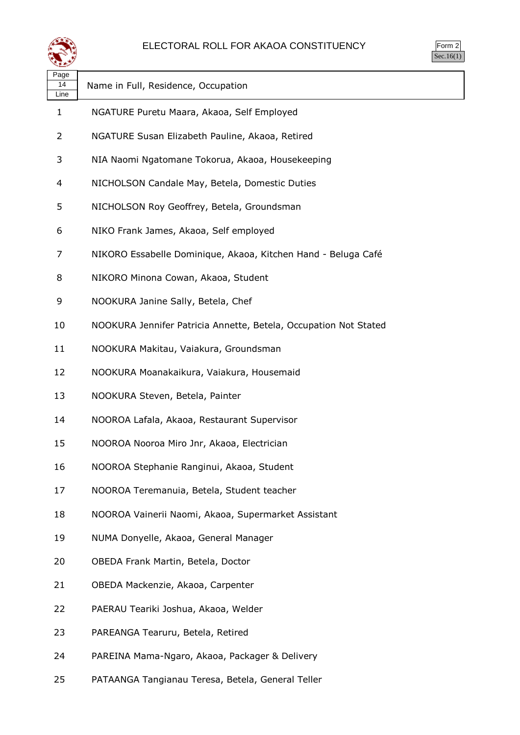# ELECTORAL ROLL FOR AKAOA CONSTITUENCY

Form 2
Sec.16(1)

| Page 14 Line | Name in Full, Residence, Occupation |
|---|---|
| 1 | NGATURE Puretu Maara, Akaoa, Self Employed |
| 2 | NGATURE Susan Elizabeth Pauline, Akaoa, Retired |
| 3 | NIA Naomi Ngatomane Tokorua, Akaoa, Housekeeping |
| 4 | NICHOLSON Candale May, Betela, Domestic Duties |
| 5 | NICHOLSON Roy Geoffrey, Betela, Groundsman |
| 6 | NIKO Frank James, Akaoa, Self employed |
| 7 | NIKORO Essabelle Dominique, Akaoa, Kitchen Hand - Beluga Café |
| 8 | NIKORO Minona Cowan, Akaoa, Student |
| 9 | NOOKURA Janine Sally, Betela, Chef |
| 10 | NOOKURA Jennifer Patricia Annette, Betela, Occupation Not Stated |
| 11 | NOOKURA Makitau, Vaiakura, Groundsman |
| 12 | NOOKURA Moanakaikura, Vaiakura, Housemaid |
| 13 | NOOKURA Steven, Betela, Painter |
| 14 | NOOROA Lafala, Akaoa, Restaurant Supervisor |
| 15 | NOOROA Nooroa Miro Jnr, Akaoa, Electrician |
| 16 | NOOROA Stephanie Ranginui, Akaoa, Student |
| 17 | NOOROA Teremanuia, Betela, Student teacher |
| 18 | NOOROA Vainerii Naomi, Akaoa, Supermarket Assistant |
| 19 | NUMA Donyelle, Akaoa, General Manager |
| 20 | OBEDA Frank Martin, Betela, Doctor |
| 21 | OBEDA Mackenzie, Akaoa, Carpenter |
| 22 | PAERAU Teariki Joshua, Akaoa, Welder |
| 23 | PAREANGA Tearuru, Betela, Retired |
| 24 | PAREINA Mama-Ngaro, Akaoa, Packager & Delivery |
| 25 | PATAANGA Tangianau Teresa, Betela, General Teller |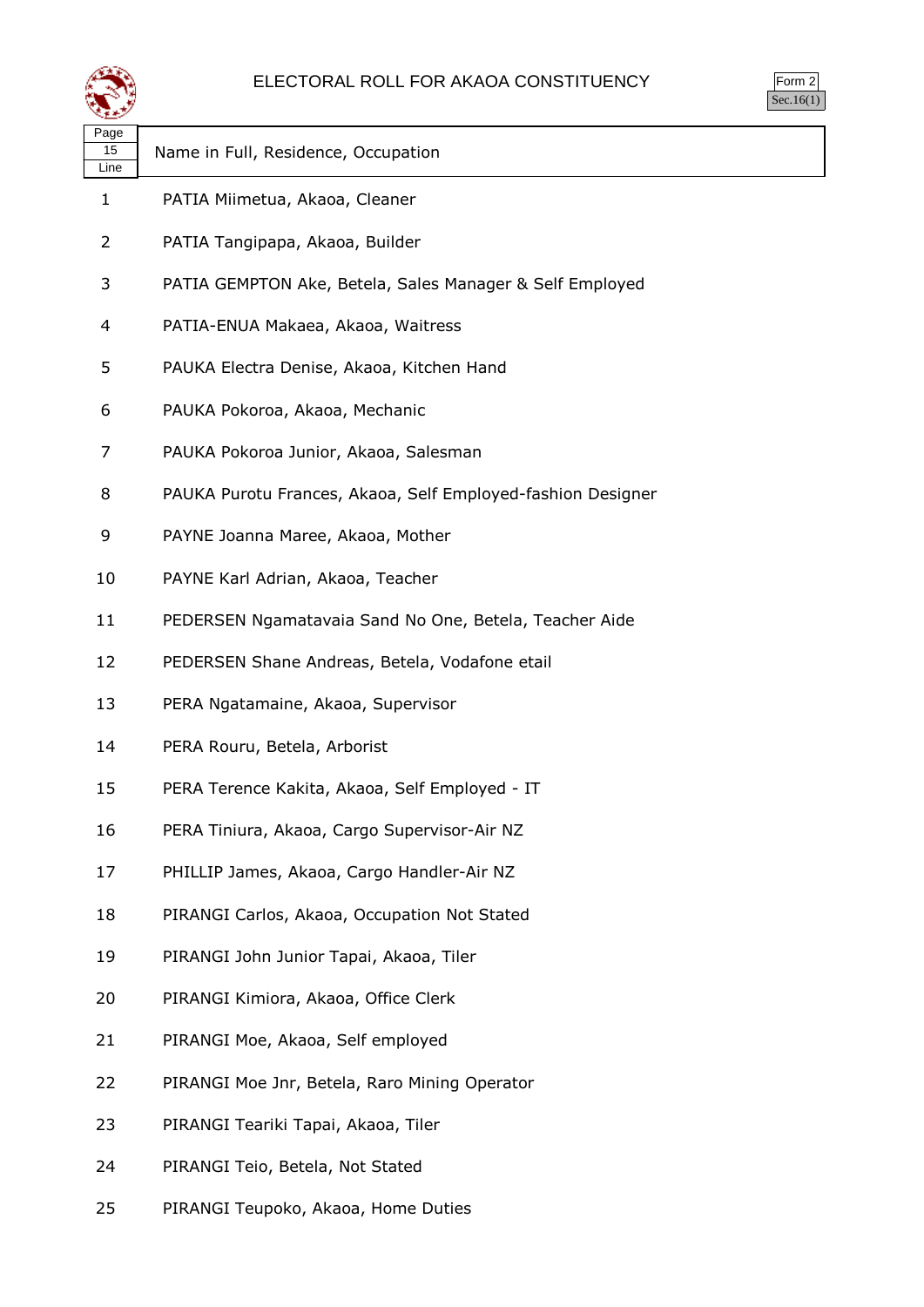# ELECTORAL ROLL FOR AKAOA CONSTITUENCY

Form 2
Sec.16(1)

| Page 15 Line | Name in Full, Residence, Occupation |
|---|---|
| 1 | PATIA Miimetua, Akaoa, Cleaner |
| 2 | PATIA Tangipapa, Akaoa, Builder |
| 3 | PATIA GEMPTON Ake, Betela, Sales Manager & Self Employed |
| 4 | PATIA-ENUA Makaea, Akaoa, Waitress |
| 5 | PAUKA Electra Denise, Akaoa, Kitchen Hand |
| 6 | PAUKA Pokoroa, Akaoa, Mechanic |
| 7 | PAUKA Pokoroa Junior, Akaoa, Salesman |
| 8 | PAUKA Purotu Frances, Akaoa, Self Employed-fashion Designer |
| 9 | PAYNE Joanna Maree, Akaoa, Mother |
| 10 | PAYNE Karl Adrian, Akaoa, Teacher |
| 11 | PEDERSEN Ngamatavaia Sand No One, Betela, Teacher Aide |
| 12 | PEDERSEN Shane Andreas, Betela, Vodafone etail |
| 13 | PERA Ngatamaine, Akaoa, Supervisor |
| 14 | PERA Rouru, Betela, Arborist |
| 15 | PERA Terence Kakita, Akaoa, Self Employed - IT |
| 16 | PERA Tiniura, Akaoa, Cargo Supervisor-Air NZ |
| 17 | PHILLIP James, Akaoa, Cargo Handler-Air NZ |
| 18 | PIRANGI Carlos, Akaoa, Occupation Not Stated |
| 19 | PIRANGI John Junior Tapai, Akaoa, Tiler |
| 20 | PIRANGI Kimiora, Akaoa, Office Clerk |
| 21 | PIRANGI Moe, Akaoa, Self employed |
| 22 | PIRANGI Moe Jnr, Betela, Raro Mining Operator |
| 23 | PIRANGI Teariki Tapai, Akaoa, Tiler |
| 24 | PIRANGI Teio, Betela, Not Stated |
| 25 | PIRANGI Teupoko, Akaoa, Home Duties |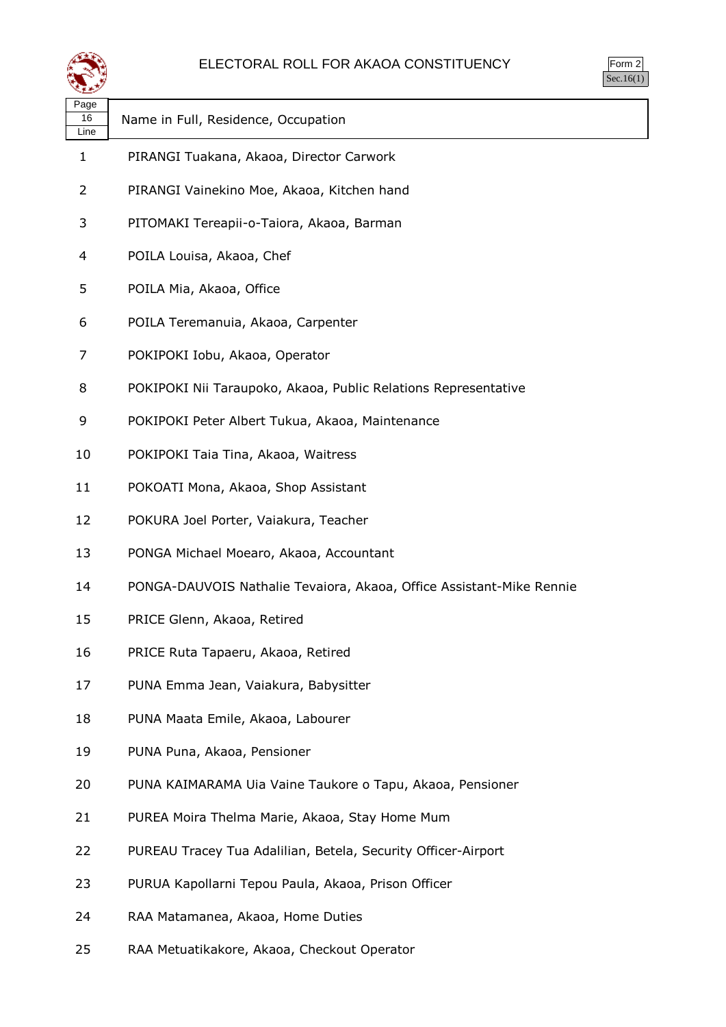# ELECTORAL ROLL FOR AKAOA CONSTITUENCY

Form 2
Sec.16(1)

| Page 16 Line | Name in Full, Residence, Occupation |
|---|---|
| 1 | PIRANGI Tuakana, Akaoa, Director Carwork |
| 2 | PIRANGI Vainekino Moe, Akaoa, Kitchen hand |
| 3 | PITOMAKI Tereapii-o-Taiora, Akaoa, Barman |
| 4 | POILA Louisa, Akaoa, Chef |
| 5 | POILA Mia, Akaoa, Office |
| 6 | POILA Teremanuia, Akaoa, Carpenter |
| 7 | POKIPOKI Iobu, Akaoa, Operator |
| 8 | POKIPOKI Nii Taraupoko, Akaoa, Public Relations Representative |
| 9 | POKIPOKI Peter Albert Tukua, Akaoa, Maintenance |
| 10 | POKIPOKI Taia Tina, Akaoa, Waitress |
| 11 | POKOATI Mona, Akaoa, Shop Assistant |
| 12 | POKURA Joel Porter, Vaiakura, Teacher |
| 13 | PONGA Michael Moearo, Akaoa, Accountant |
| 14 | PONGA-DAUVOIS Nathalie Tevaiora, Akaoa, Office Assistant-Mike Rennie |
| 15 | PRICE Glenn, Akaoa, Retired |
| 16 | PRICE Ruta Tapaeru, Akaoa, Retired |
| 17 | PUNA Emma Jean, Vaiakura, Babysitter |
| 18 | PUNA Maata Emile, Akaoa, Labourer |
| 19 | PUNA Puna, Akaoa, Pensioner |
| 20 | PUNA KAIMARAMA Uia Vaine Taukore o Tapu, Akaoa, Pensioner |
| 21 | PUREA Moira Thelma Marie, Akaoa, Stay Home Mum |
| 22 | PUREAU Tracey Tua Adalilian, Betela, Security Officer-Airport |
| 23 | PURUA Kapollarni Tepou Paula, Akaoa, Prison Officer |
| 24 | RAA Matamanea, Akaoa, Home Duties |
| 25 | RAA Metuatikakore, Akaoa, Checkout Operator |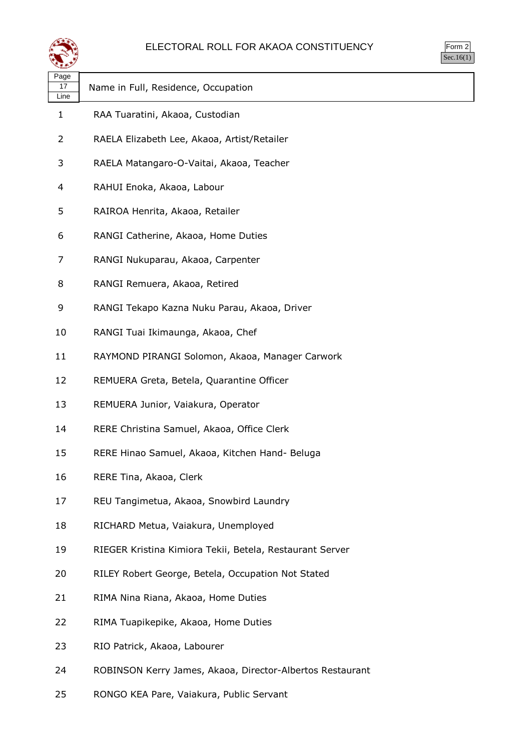# ELECTORAL ROLL FOR AKAOA CONSTITUENCY

Form 2
Sec.16(1)

| Page 17 Line | Name in Full, Residence, Occupation |
|---|---|
| 1 | RAA Tuaratini, Akaoa, Custodian |
| 2 | RAELA Elizabeth Lee, Akaoa, Artist/Retailer |
| 3 | RAELA Matangaro-O-Vaitai, Akaoa, Teacher |
| 4 | RAHUI Enoka, Akaoa, Labour |
| 5 | RAIROA Henrita, Akaoa, Retailer |
| 6 | RANGI Catherine, Akaoa, Home Duties |
| 7 | RANGI Nukuparau, Akaoa, Carpenter |
| 8 | RANGI Remuera, Akaoa, Retired |
| 9 | RANGI Tekapo Kazna Nuku Parau, Akaoa, Driver |
| 10 | RANGI Tuai Ikimaunga, Akaoa, Chef |
| 11 | RAYMOND PIRANGI Solomon, Akaoa, Manager Carwork |
| 12 | REMUERA Greta, Betela, Quarantine Officer |
| 13 | REMUERA Junior, Vaiakura, Operator |
| 14 | RERE Christina Samuel, Akaoa, Office Clerk |
| 15 | RERE Hinao Samuel, Akaoa, Kitchen Hand- Beluga |
| 16 | RERE Tina, Akaoa, Clerk |
| 17 | REU Tangimetua, Akaoa, Snowbird Laundry |
| 18 | RICHARD Metua, Vaiakura, Unemployed |
| 19 | RIEGER Kristina Kimiora Tekii, Betela, Restaurant Server |
| 20 | RILEY Robert George, Betela, Occupation Not Stated |
| 21 | RIMA Nina Riana, Akaoa, Home Duties |
| 22 | RIMA Tuapikepike, Akaoa, Home Duties |
| 23 | RIO Patrick, Akaoa, Labourer |
| 24 | ROBINSON Kerry James, Akaoa, Director-Albertos Restaurant |
| 25 | RONGO KEA Pare, Vaiakura, Public Servant |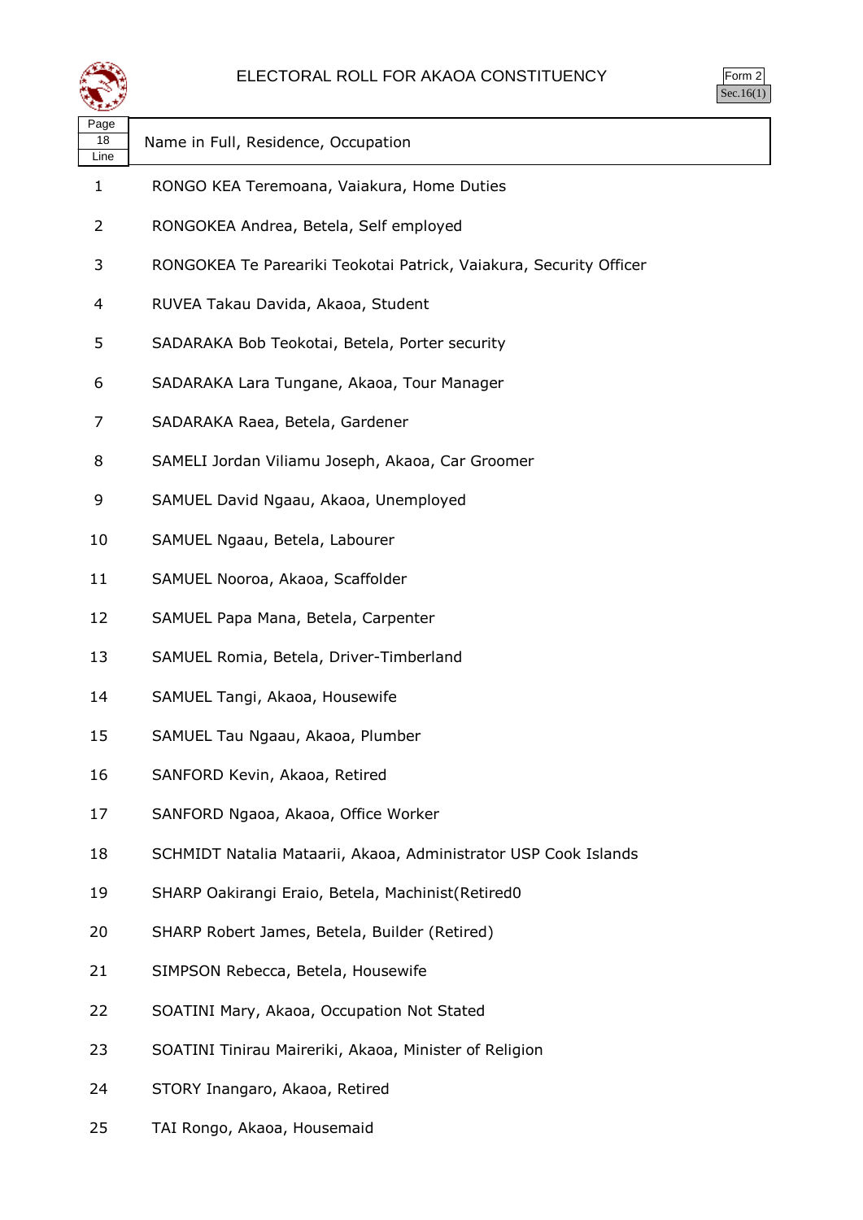# ELECTORAL ROLL FOR AKAOA CONSTITUENCY

Form 2
Sec.16(1)

| Page 18 Line | Name in Full, Residence, Occupation |
|---|---|
| 1 | RONGO KEA Teremoana, Vaiakura, Home Duties |
| 2 | RONGOKEA Andrea, Betela, Self employed |
| 3 | RONGOKEA Te Pareariki Teokotai Patrick, Vaiakura, Security Officer |
| 4 | RUVEA Takau Davida, Akaoa, Student |
| 5 | SADARAKA Bob Teokotai, Betela, Porter security |
| 6 | SADARAKA Lara Tungane, Akaoa, Tour Manager |
| 7 | SADARAKA Raea, Betela, Gardener |
| 8 | SAMELI Jordan Viliamu Joseph, Akaoa, Car Groomer |
| 9 | SAMUEL David Ngaau, Akaoa, Unemployed |
| 10 | SAMUEL Ngaau, Betela, Labourer |
| 11 | SAMUEL Nooroa, Akaoa, Scaffolder |
| 12 | SAMUEL Papa Mana, Betela, Carpenter |
| 13 | SAMUEL Romia, Betela, Driver-Timberland |
| 14 | SAMUEL Tangi, Akaoa, Housewife |
| 15 | SAMUEL Tau Ngaau, Akaoa, Plumber |
| 16 | SANFORD Kevin, Akaoa, Retired |
| 17 | SANFORD Ngaoa, Akaoa, Office Worker |
| 18 | SCHMIDT Natalia Mataarii, Akaoa, Administrator USP Cook Islands |
| 19 | SHARP Oakirangi Eraio, Betela, Machinist(Retired0 |
| 20 | SHARP Robert James, Betela, Builder (Retired) |
| 21 | SIMPSON Rebecca, Betela, Housewife |
| 22 | SOATINI Mary, Akaoa, Occupation Not Stated |
| 23 | SOATINI Tinirau Maireriki, Akaoa, Minister of Religion |
| 24 | STORY Inangaro, Akaoa, Retired |
| 25 | TAI Rongo, Akaoa, Housemaid |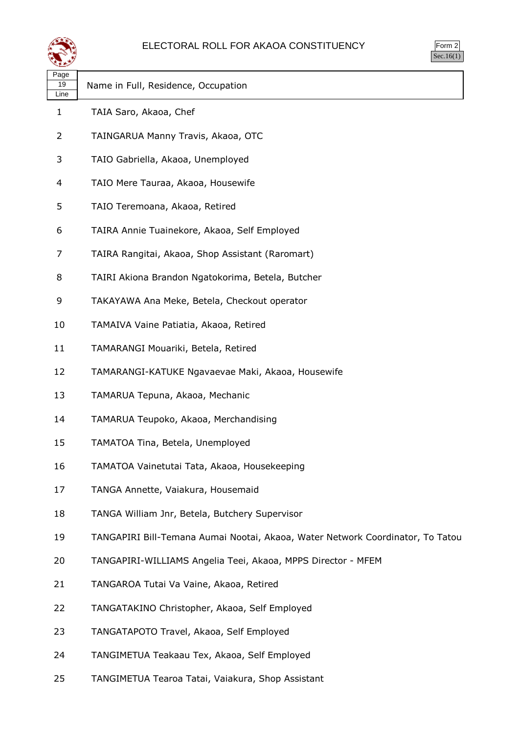# ELECTORAL ROLL FOR AKAOA CONSTITUENCY

Form 2
Sec.16(1)

| Page 19 Line | Name in Full, Residence, Occupation |
|---|---|
| 1 | TAIA Saro, Akaoa, Chef |
| 2 | TAINGARUA Manny Travis, Akaoa, OTC |
| 3 | TAIO Gabriella, Akaoa, Unemployed |
| 4 | TAIO Mere Tauraa, Akaoa, Housewife |
| 5 | TAIO Teremoana, Akaoa, Retired |
| 6 | TAIRA Annie Tuainekore, Akaoa, Self Employed |
| 7 | TAIRA Rangitai, Akaoa, Shop Assistant (Raromart) |
| 8 | TAIRI Akiona Brandon Ngatokorima, Betela, Butcher |
| 9 | TAKAYAWA Ana Meke, Betela, Checkout operator |
| 10 | TAMAIVA Vaine Patiatia, Akaoa, Retired |
| 11 | TAMARANGI Mouariki, Betela, Retired |
| 12 | TAMARANGI-KATUKE Ngavaevae Maki, Akaoa, Housewife |
| 13 | TAMARUA Tepuna, Akaoa, Mechanic |
| 14 | TAMARUA Teupoko, Akaoa, Merchandising |
| 15 | TAMATOA Tina, Betela, Unemployed |
| 16 | TAMATOA Vainetutai Tata, Akaoa, Housekeeping |
| 17 | TANGA Annette, Vaiakura, Housemaid |
| 18 | TANGA William Jnr, Betela, Butchery Supervisor |
| 19 | TANGAPIRI Bill-Temana Aumai Nootai, Akaoa, Water Network Coordinator, To Tatou |
| 20 | TANGAPIRI-WILLIAMS Angelia Teei, Akaoa, MPPS Director - MFEM |
| 21 | TANGAROA Tutai Va Vaine, Akaoa, Retired |
| 22 | TANGATAKINO Christopher, Akaoa, Self Employed |
| 23 | TANGATAPOTO Travel, Akaoa, Self Employed |
| 24 | TANGIMETUA Teakaau Tex, Akaoa, Self Employed |
| 25 | TANGIMETUA Tearoa Tatai, Vaiakura, Shop Assistant |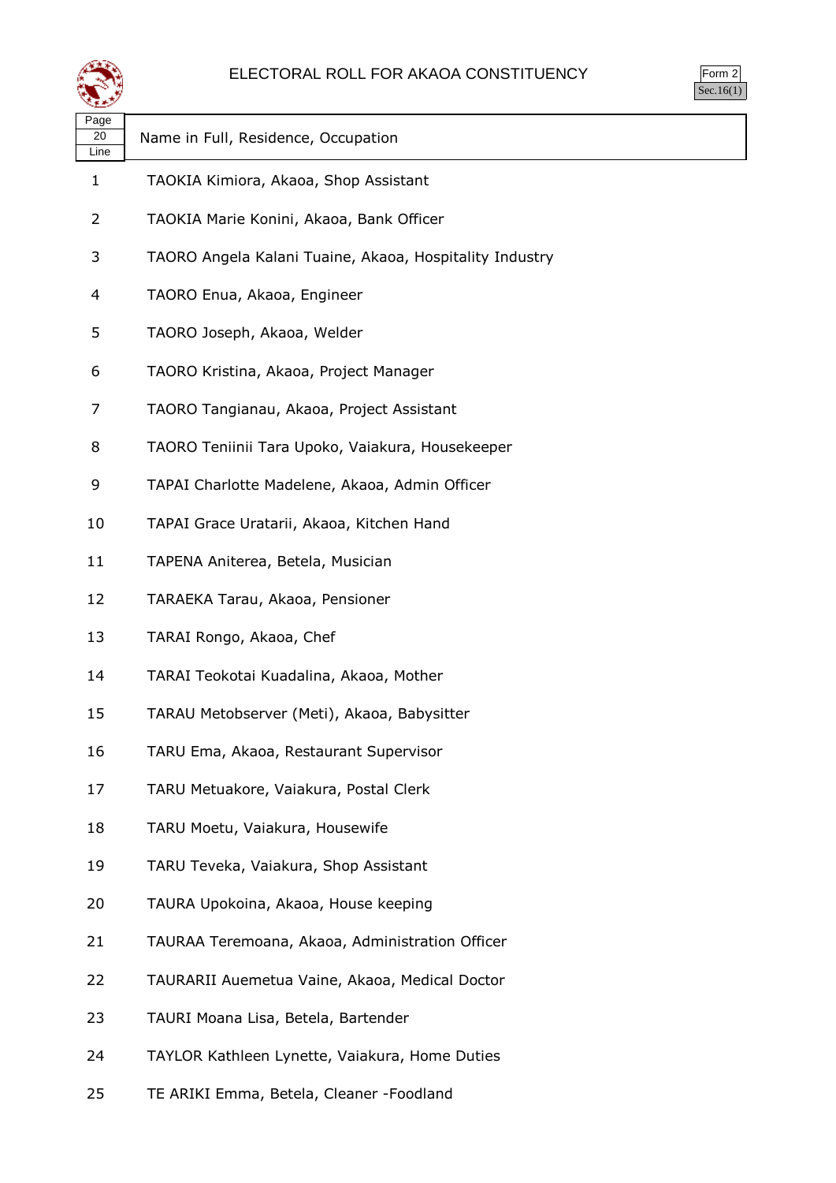# ELECTORAL ROLL FOR AKAOA CONSTITUENCY

Form 2
Sec.16(1)

| Page 20 Line | Name in Full, Residence, Occupation |
|---|---|
| 1 | TAOKIA Kimiora, Akaoa, Shop Assistant |
| 2 | TAOKIA Marie Konini, Akaoa, Bank Officer |
| 3 | TAORO Angela Kalani Tuaine, Akaoa, Hospitality Industry |
| 4 | TAORO Enua, Akaoa, Engineer |
| 5 | TAORO Joseph, Akaoa, Welder |
| 6 | TAORO Kristina, Akaoa, Project Manager |
| 7 | TAORO Tangianau, Akaoa, Project Assistant |
| 8 | TAORO Teniinii Tara Upoko, Vaiakura, Housekeeper |
| 9 | TAPAI Charlotte Madelene, Akaoa, Admin Officer |
| 10 | TAPAI Grace Uratarii, Akaoa, Kitchen Hand |
| 11 | TAPENA Aniterea, Betela, Musician |
| 12 | TARAEKA Tarau, Akaoa, Pensioner |
| 13 | TARAI Rongo, Akaoa, Chef |
| 14 | TARAI Teokotai Kuadalina, Akaoa, Mother |
| 15 | TARAU Metobserver (Meti), Akaoa, Babysitter |
| 16 | TARU Ema, Akaoa, Restaurant Supervisor |
| 17 | TARU Metuakore, Vaiakura, Postal Clerk |
| 18 | TARU Moetu, Vaiakura, Housewife |
| 19 | TARU Teveka, Vaiakura, Shop Assistant |
| 20 | TAURA Upokoina, Akaoa, House keeping |
| 21 | TAURAA Teremoana, Akaoa, Administration Officer |
| 22 | TAURARII Auemetua Vaine, Akaoa, Medical Doctor |
| 23 | TAURI Moana Lisa, Betela, Bartender |
| 24 | TAYLOR Kathleen Lynette, Vaiakura, Home Duties |
| 25 | TE ARIKI Emma, Betela, Cleaner -Foodland |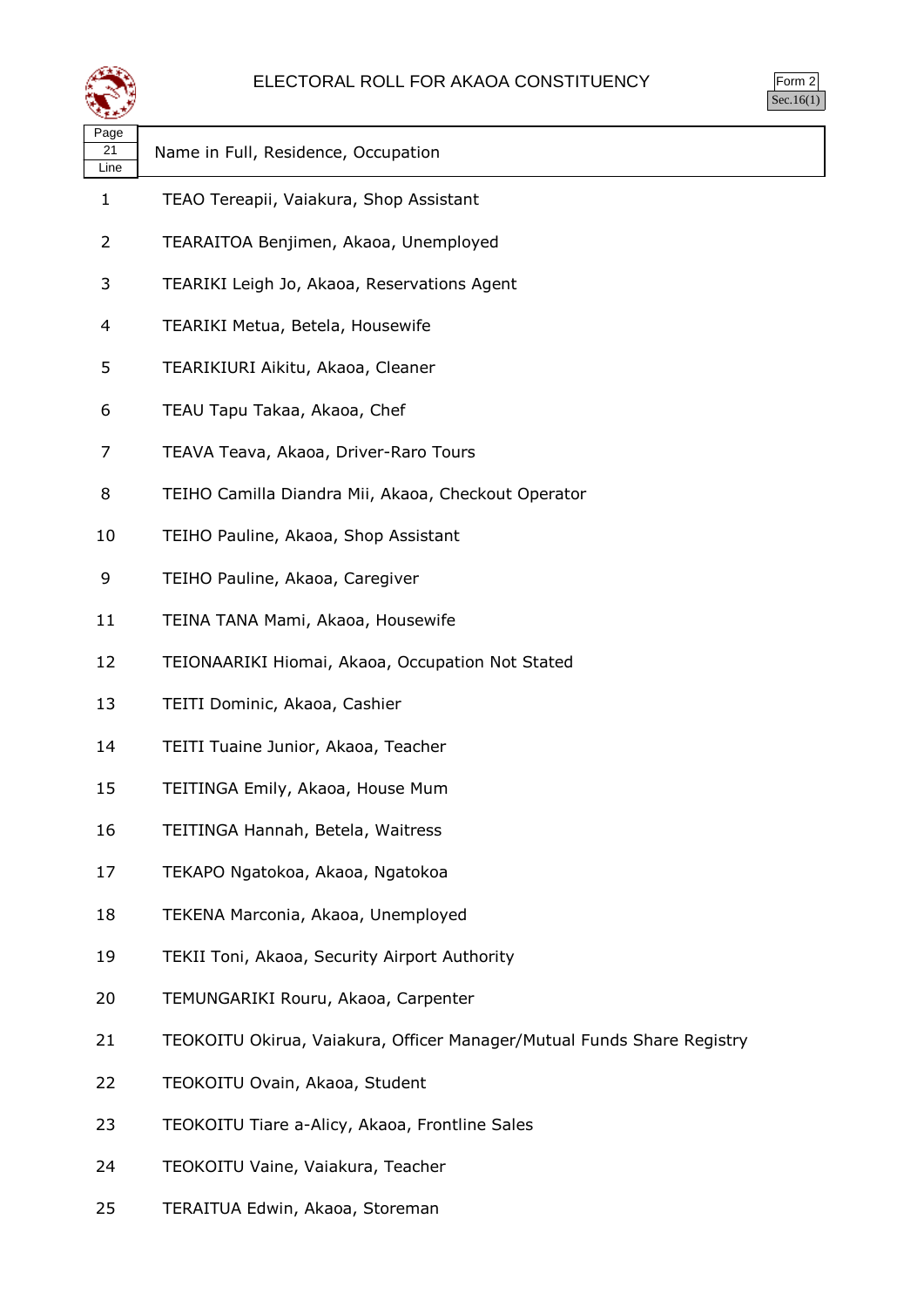# ELECTORAL ROLL FOR AKAOA CONSTITUENCY

Form 2
Sec.16(1)

| Page 21 Line | Name in Full, Residence, Occupation |
|---|---|
| 1 | TEAO Tereapii, Vaiakura, Shop Assistant |
| 2 | TEARAITOA Benjimen, Akaoa, Unemployed |
| 3 | TEARIKI Leigh Jo, Akaoa, Reservations Agent |
| 4 | TEARIKI Metua, Betela, Housewife |
| 5 | TEARIKIURI Aikitu, Akaoa, Cleaner |
| 6 | TEAU Tapu Takaa, Akaoa, Chef |
| 7 | TEAVA Teava, Akaoa, Driver-Raro Tours |
| 8 | TEIHO Camilla Diandra Mii, Akaoa, Checkout Operator |
| 10 | TEIHO Pauline, Akaoa, Shop Assistant |
| 9 | TEIHO Pauline, Akaoa, Caregiver |
| 11 | TEINA TANA Mami, Akaoa, Housewife |
| 12 | TEIONAARIKI Hiomai, Akaoa, Occupation Not Stated |
| 13 | TEITI Dominic, Akaoa, Cashier |
| 14 | TEITI Tuaine Junior, Akaoa, Teacher |
| 15 | TEITINGA Emily, Akaoa, House Mum |
| 16 | TEITINGA Hannah, Betela, Waitress |
| 17 | TEKAPO Ngatokoa, Akaoa, Ngatokoa |
| 18 | TEKENA Marconia, Akaoa, Unemployed |
| 19 | TEKII Toni, Akaoa, Security Airport Authority |
| 20 | TEMUNGARIKI Rouru, Akaoa, Carpenter |
| 21 | TEOKOITU Okirua, Vaiakura, Officer Manager/Mutual Funds Share Registry |
| 22 | TEOKOITU Ovain, Akaoa, Student |
| 23 | TEOKOITU Tiare a-Alicy, Akaoa, Frontline Sales |
| 24 | TEOKOITU Vaine, Vaiakura, Teacher |
| 25 | TERAITUA Edwin, Akaoa, Storeman |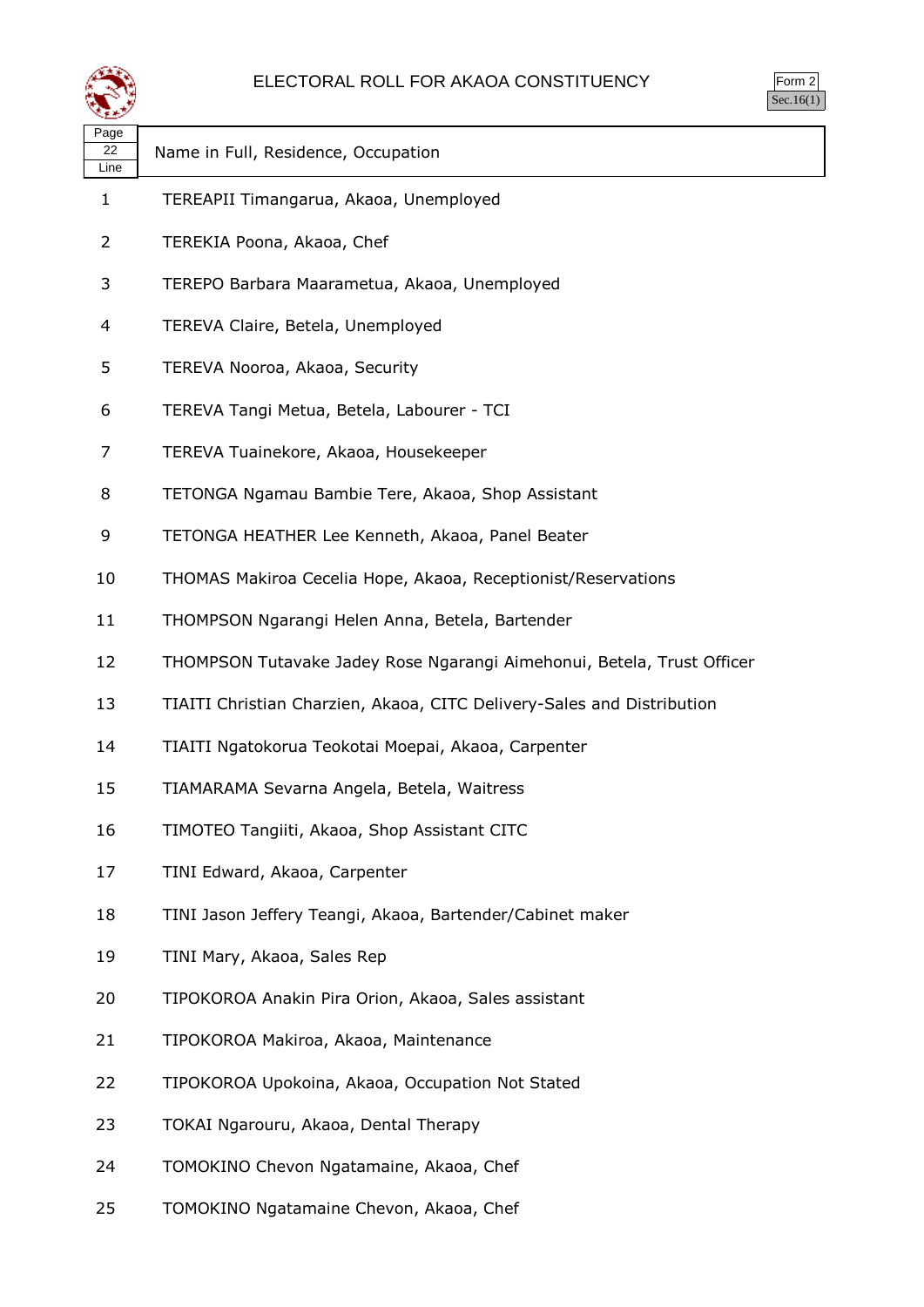# ELECTORAL ROLL FOR AKAOA CONSTITUENCY

Form 2
Sec.16(1)

| Page 22 Line | Name in Full, Residence, Occupation |
|---|---|
| 1 | TEREAPII Timangarua, Akaoa, Unemployed |
| 2 | TEREKIA Poona, Akaoa, Chef |
| 3 | TEREPO Barbara Maarametua, Akaoa, Unemployed |
| 4 | TEREVA Claire, Betela, Unemployed |
| 5 | TEREVA Nooroa, Akaoa, Security |
| 6 | TEREVA Tangi Metua, Betela, Labourer - TCI |
| 7 | TEREVA Tuainekore, Akaoa, Housekeeper |
| 8 | TETONGA Ngamau Bambie Tere, Akaoa, Shop Assistant |
| 9 | TETONGA HEATHER Lee Kenneth, Akaoa, Panel Beater |
| 10 | THOMAS Makiroa Cecelia Hope, Akaoa, Receptionist/Reservations |
| 11 | THOMPSON Ngarangi Helen Anna, Betela, Bartender |
| 12 | THOMPSON Tutavake Jadey Rose Ngarangi Aimehonui, Betela, Trust Officer |
| 13 | TIAITI Christian Charzien, Akaoa, CITC Delivery-Sales and Distribution |
| 14 | TIAITI Ngatokorua Teokotai Moepai, Akaoa, Carpenter |
| 15 | TIAMARAMA Sevarna Angela, Betela, Waitress |
| 16 | TIMOTEO Tangiiti, Akaoa, Shop Assistant CITC |
| 17 | TINI Edward, Akaoa, Carpenter |
| 18 | TINI Jason Jeffery Teangi, Akaoa, Bartender/Cabinet maker |
| 19 | TINI Mary, Akaoa, Sales Rep |
| 20 | TIPOKOROA Anakin Pira Orion, Akaoa, Sales assistant |
| 21 | TIPOKOROA Makiroa, Akaoa, Maintenance |
| 22 | TIPOKOROA Upokoina, Akaoa, Occupation Not Stated |
| 23 | TOKAI Ngarouru, Akaoa, Dental Therapy |
| 24 | TOMOKINO Chevon Ngatamaine, Akaoa, Chef |
| 25 | TOMOKINO Ngatamaine Chevon, Akaoa, Chef |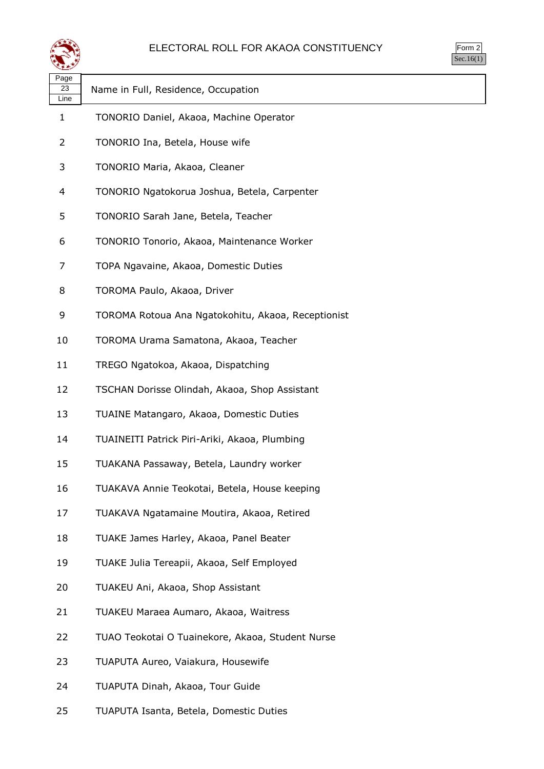# ELECTORAL ROLL FOR AKAOA CONSTITUENCY

Form 2
Sec.16(1)

| Page 23 Line | Name in Full, Residence, Occupation |
|---|---|
| 1 | TONORIO Daniel, Akaoa, Machine Operator |
| 2 | TONORIO Ina, Betela, House wife |
| 3 | TONORIO Maria, Akaoa, Cleaner |
| 4 | TONORIO Ngatokorua Joshua, Betela, Carpenter |
| 5 | TONORIO Sarah Jane, Betela, Teacher |
| 6 | TONORIO Tonorio, Akaoa, Maintenance Worker |
| 7 | TOPA Ngavaine, Akaoa, Domestic Duties |
| 8 | TOROMA Paulo, Akaoa, Driver |
| 9 | TOROMA Rotoua Ana Ngatokohitu, Akaoa, Receptionist |
| 10 | TOROMA Urama Samatona, Akaoa, Teacher |
| 11 | TREGO Ngatokoa, Akaoa, Dispatching |
| 12 | TSCHAN Dorisse Olindah, Akaoa, Shop Assistant |
| 13 | TUAINE Matangaro, Akaoa, Domestic Duties |
| 14 | TUAINEITI Patrick Piri-Ariki, Akaoa, Plumbing |
| 15 | TUAKANA Passaway, Betela, Laundry worker |
| 16 | TUAKAVA Annie Teokotai, Betela, House keeping |
| 17 | TUAKAVA Ngatamaine Moutira, Akaoa, Retired |
| 18 | TUAKE James Harley, Akaoa, Panel Beater |
| 19 | TUAKE Julia Tereapii, Akaoa, Self Employed |
| 20 | TUAKEU Ani, Akaoa, Shop Assistant |
| 21 | TUAKEU Maraea Aumaro, Akaoa, Waitress |
| 22 | TUAO Teokotai O Tuainekore, Akaoa, Student Nurse |
| 23 | TUAPUTA Aureo, Vaiakura, Housewife |
| 24 | TUAPUTA Dinah, Akaoa, Tour Guide |
| 25 | TUAPUTA Isanta, Betela, Domestic Duties |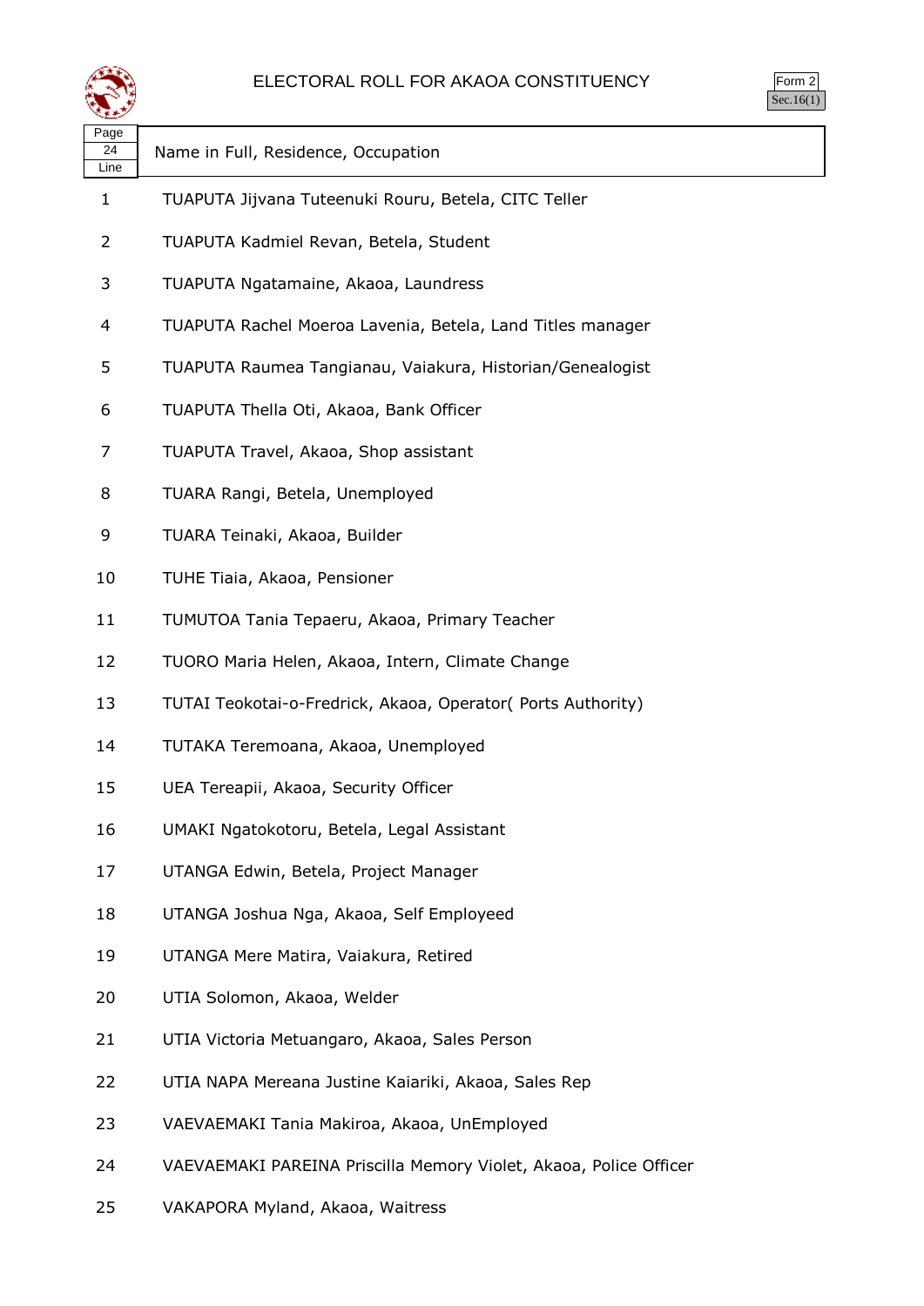# ELECTORAL ROLL FOR AKAOA CONSTITUENCY

Form 2
Sec.16(1)

| Page 24 Line | Name in Full, Residence, Occupation |
|---|---|
| 1 | TUAPUTA Jijvana Tuteenuki Rouru, Betela, CITC Teller |
| 2 | TUAPUTA Kadmiel Revan, Betela, Student |
| 3 | TUAPUTA Ngatamaine, Akaoa, Laundress |
| 4 | TUAPUTA Rachel Moeroa Lavenia, Betela, Land Titles manager |
| 5 | TUAPUTA Raumea Tangianau, Vaiakura, Historian/Genealogist |
| 6 | TUAPUTA Thella Oti, Akaoa, Bank Officer |
| 7 | TUAPUTA Travel, Akaoa, Shop assistant |
| 8 | TUARA Rangi, Betela, Unemployed |
| 9 | TUARA Teinaki, Akaoa, Builder |
| 10 | TUHE Tiaia, Akaoa, Pensioner |
| 11 | TUMUTOA Tania Tepaeru, Akaoa, Primary Teacher |
| 12 | TUORO Maria Helen, Akaoa, Intern, Climate Change |
| 13 | TUTAI Teokotai-o-Fredrick, Akaoa, Operator( Ports Authority) |
| 14 | TUTAKA Teremoana, Akaoa, Unemployed |
| 15 | UEA Tereapii, Akaoa, Security Officer |
| 16 | UMAKI Ngatokotoru, Betela, Legal Assistant |
| 17 | UTANGA Edwin, Betela, Project Manager |
| 18 | UTANGA Joshua Nga, Akaoa, Self Employeed |
| 19 | UTANGA Mere Matira, Vaiakura, Retired |
| 20 | UTIA Solomon, Akaoa, Welder |
| 21 | UTIA Victoria Metuangaro, Akaoa, Sales Person |
| 22 | UTIA NAPA Mereana Justine Kaiariki, Akaoa, Sales Rep |
| 23 | VAEVAEMAKI Tania Makiroa, Akaoa, UnEmployed |
| 24 | VAEVAEMAKI PAREINA Priscilla Memory Violet, Akaoa, Police Officer |
| 25 | VAKAPORA Myland, Akaoa, Waitress |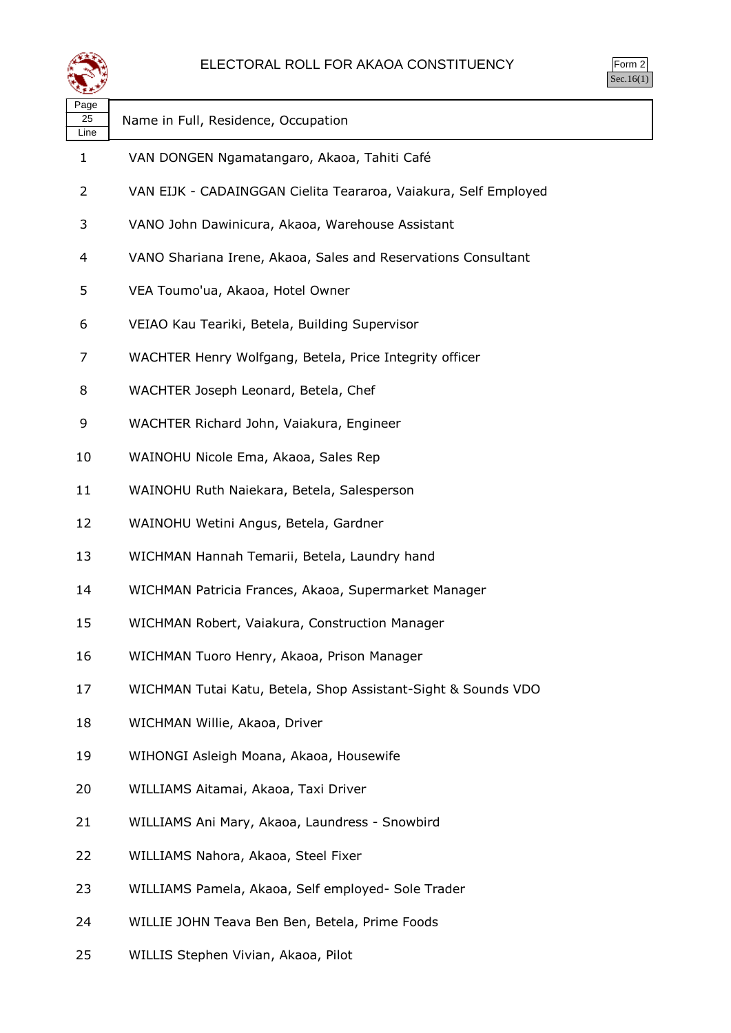# ELECTORAL ROLL FOR AKAOA CONSTITUENCY

Form 2
Sec.16(1)

| Page 25 Line | Name in Full, Residence, Occupation |
|---|---|
| 1 | VAN DONGEN Ngamatangaro, Akaoa, Tahiti Café |
| 2 | VAN EIJK - CADAINGGAN Cielita Teararoa, Vaiakura, Self Employed |
| 3 | VANO John Dawinicura, Akaoa, Warehouse Assistant |
| 4 | VANO Shariana Irene, Akaoa, Sales and Reservations Consultant |
| 5 | VEA Toumo'ua, Akaoa, Hotel Owner |
| 6 | VEIAO Kau Teariki, Betela, Building Supervisor |
| 7 | WACHTER Henry Wolfgang, Betela, Price Integrity officer |
| 8 | WACHTER Joseph Leonard, Betela, Chef |
| 9 | WACHTER Richard John, Vaiakura, Engineer |
| 10 | WAINOHU Nicole Ema, Akaoa, Sales Rep |
| 11 | WAINOHU Ruth Naiekara, Betela, Salesperson |
| 12 | WAINOHU Wetini Angus, Betela, Gardner |
| 13 | WICHMAN Hannah Temarii, Betela, Laundry hand |
| 14 | WICHMAN Patricia Frances, Akaoa, Supermarket Manager |
| 15 | WICHMAN Robert, Vaiakura, Construction Manager |
| 16 | WICHMAN Tuoro Henry, Akaoa, Prison Manager |
| 17 | WICHMAN Tutai Katu, Betela, Shop Assistant-Sight & Sounds VDO |
| 18 | WICHMAN Willie, Akaoa, Driver |
| 19 | WIHONGI Asleigh Moana, Akaoa, Housewife |
| 20 | WILLIAMS Aitamai, Akaoa, Taxi Driver |
| 21 | WILLIAMS Ani Mary, Akaoa, Laundress - Snowbird |
| 22 | WILLIAMS Nahora, Akaoa, Steel Fixer |
| 23 | WILLIAMS Pamela, Akaoa, Self employed- Sole Trader |
| 24 | WILLIE JOHN Teava Ben Ben, Betela, Prime Foods |
| 25 | WILLIS Stephen Vivian, Akaoa, Pilot |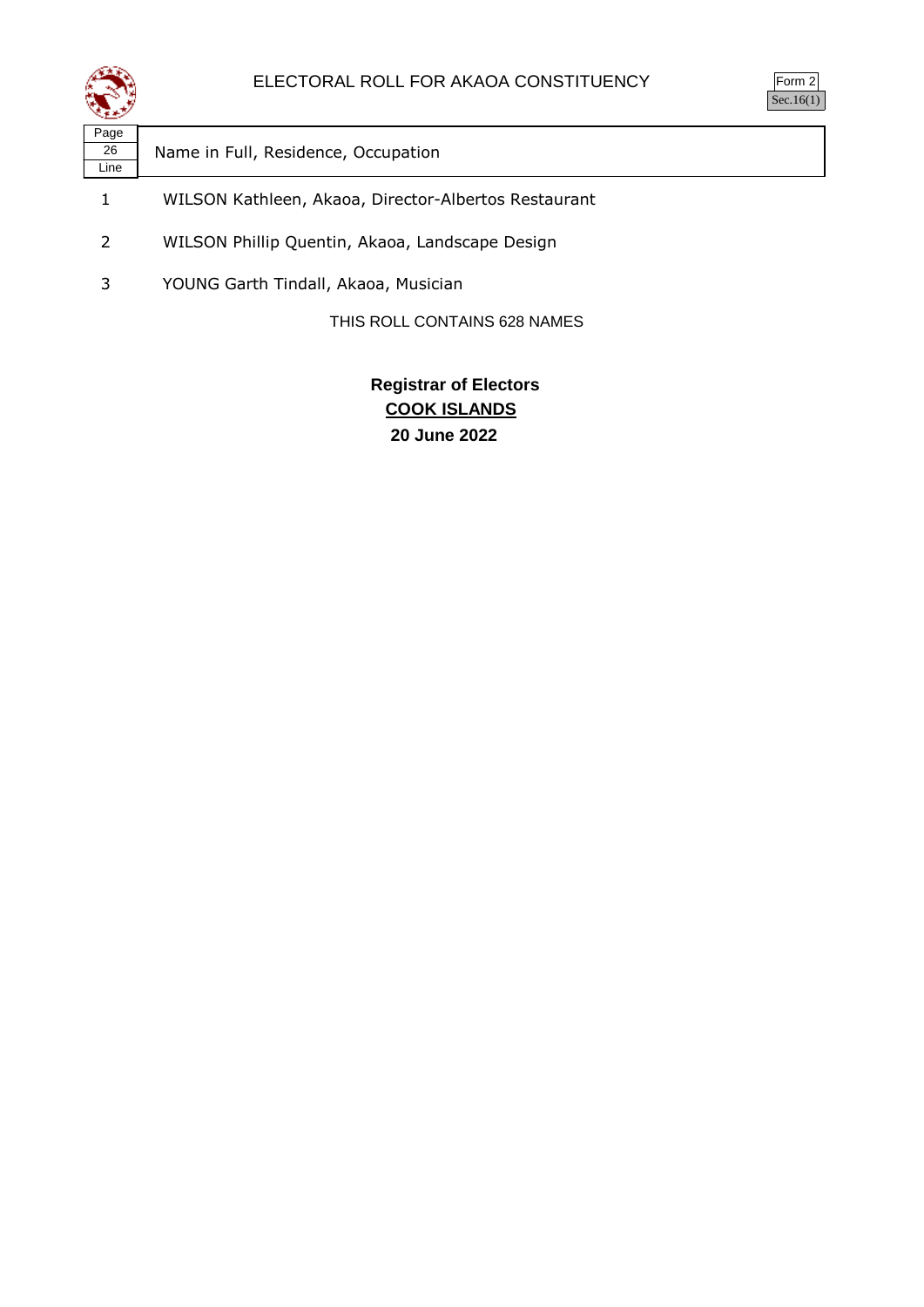ELECTORAL ROLL FOR AKAOA CONSTITUENCY

Form 2
Sec.16(1)

| Page 26 Line | Name in Full, Residence, Occupation |
| --- | --- |
| 1 | WILSON Kathleen, Akaoa, Director-Albertos Restaurant |
| 2 | WILSON Phillip Quentin, Akaoa, Landscape Design |
| 3 | YOUNG Garth Tindall, Akaoa, Musician |

THIS ROLL CONTAINS 628 NAMES

**Registrar of Electors**
**COOK ISLANDS**
**20 June 2022**